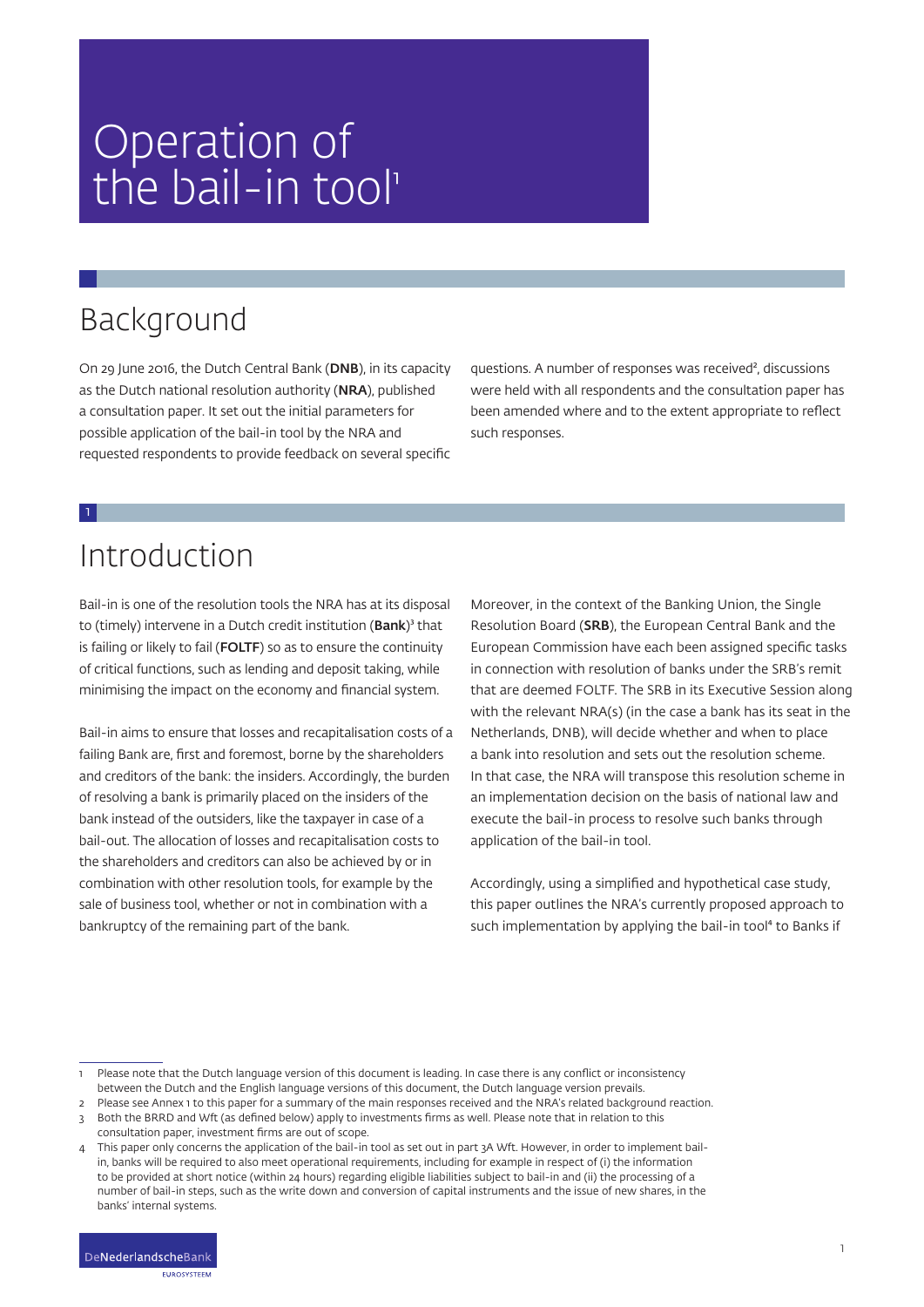# Operation of the bail-in tool[1]

## Background

On 29 June 2016, the Dutch Central Bank (**DNB**), in its capacity as the Dutch national resolution authority (**NRA**), published a consultation paper. It set out the initial parameters for possible application of the bail-in tool by the NRA and requested respondents to provide feedback on several specific questions. A number of responses was received[2], discussions were held with all respondents and the consultation paper has been amended where and to the extent appropriate to reflect such responses.

## 1 Introduction

Bail-in is one of the resolution tools the NRA has at its disposal to (timely) intervene in a Dutch credit institution (**Bank**)[3] that is failing or likely to fail (**FOLTF**) so as to ensure the continuity of critical functions, such as lending and deposit taking, while minimising the impact on the economy and financial system.

Bail-in aims to ensure that losses and recapitalisation costs of a failing Bank are, first and foremost, borne by the shareholders and creditors of the bank: the insiders. Accordingly, the burden of resolving a bank is primarily placed on the insiders of the bank instead of the outsiders, like the taxpayer in case of a bail-out. The allocation of losses and recapitalisation costs to the shareholders and creditors can also be achieved by or in combination with other resolution tools, for example by the sale of business tool, whether or not in combination with a bankruptcy of the remaining part of the bank.

Moreover, in the context of the Banking Union, the Single Resolution Board (**SRB**), the European Central Bank and the European Commission have each been assigned specific tasks in connection with resolution of banks under the SRB's remit that are deemed FOLTF. The SRB in its Executive Session along with the relevant NRA(s) (in the case a bank has its seat in the Netherlands, DNB), will decide whether and when to place a bank into resolution and sets out the resolution scheme. In that case, the NRA will transpose this resolution scheme in an implementation decision on the basis of national law and execute the bail-in process to resolve such banks through application of the bail-in tool.

Accordingly, using a simplified and hypothetical case study, this paper outlines the NRA's currently proposed approach to such implementation by applying the bail-in tool[4] to Banks if

---

1 Please note that the Dutch language version of this document is leading. In case there is any conflict or inconsistency between the Dutch and the English language versions of this document, the Dutch language version prevails.

2 Please see Annex 1 to this paper for a summary of the main responses received and the NRA's related background reaction.

3 Both the BRRD and Wft (as defined below) apply to investments firms as well. Please note that in relation to this consultation paper, investment firms are out of scope.

4 This paper only concerns the application of the bail-in tool as set out in part 3A Wft. However, in order to implement bail-in, banks will be required to also meet operational requirements, including for example in respect of (i) the information to be provided at short notice (within 24 hours) regarding eligible liabilities subject to bail-in and (ii) the processing of a number of bail-in steps, such as the write down and conversion of capital instruments and the issue of new shares, in the banks' internal systems.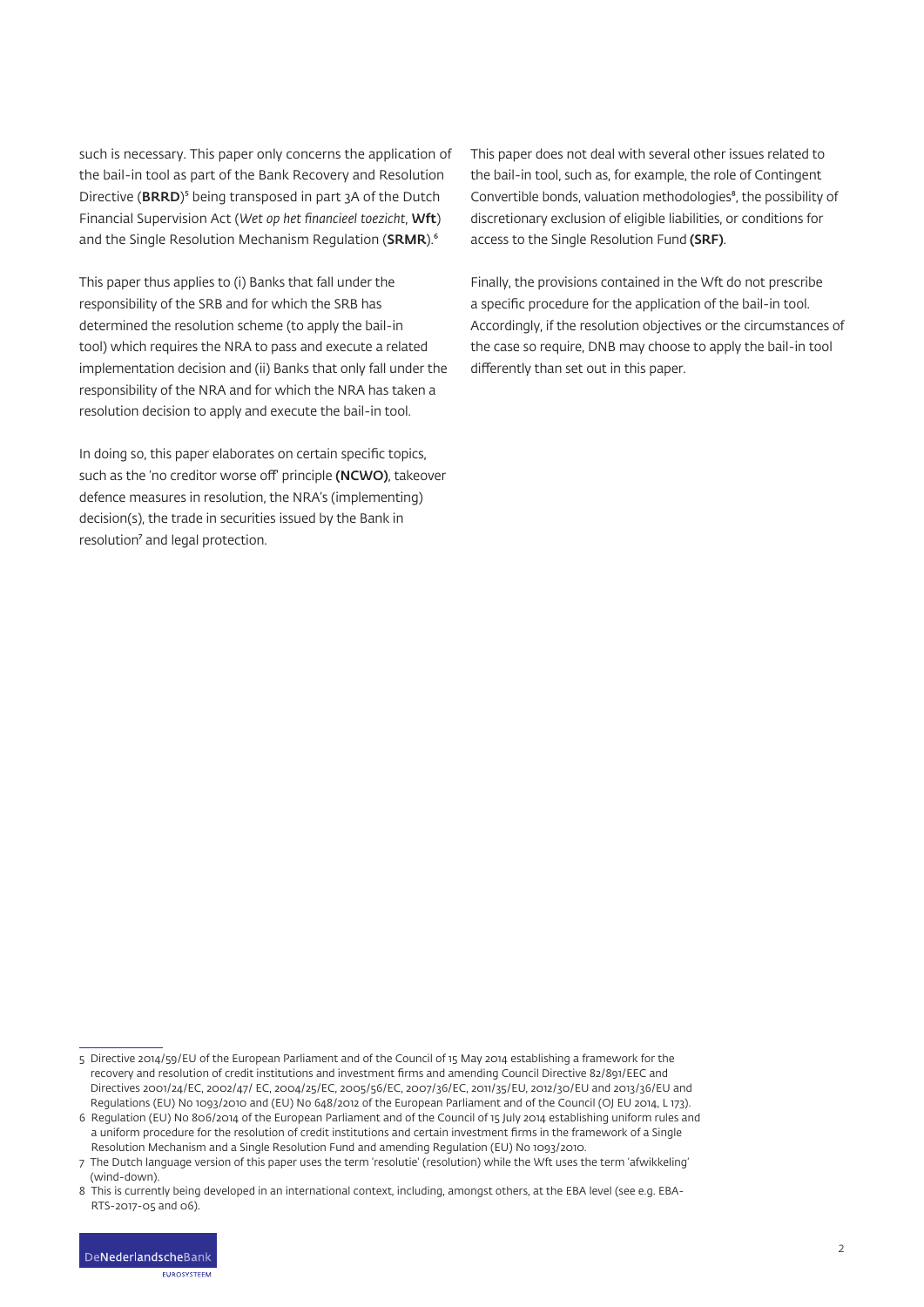such is necessary. This paper only concerns the application of the bail-in tool as part of the Bank Recovery and Resolution Directive (**BRRD**)[5] being transposed in part 3A of the Dutch Financial Supervision Act (*Wet op het financieel toezicht*, **Wft**) and the Single Resolution Mechanism Regulation (**SRMR**).[6]

This paper thus applies to (i) Banks that fall under the responsibility of the SRB and for which the SRB has determined the resolution scheme (to apply the bail-in tool) which requires the NRA to pass and execute a related implementation decision and (ii) Banks that only fall under the responsibility of the NRA and for which the NRA has taken a resolution decision to apply and execute the bail-in tool.

In doing so, this paper elaborates on certain specific topics, such as the 'no creditor worse off' principle **(NCWO)**, takeover defence measures in resolution, the NRA's (implementing) decision(s), the trade in securities issued by the Bank in resolution[7] and legal protection.

This paper does not deal with several other issues related to the bail-in tool, such as, for example, the role of Contingent Convertible bonds, valuation methodologies[8], the possibility of discretionary exclusion of eligible liabilities, or conditions for access to the Single Resolution Fund **(SRF)**.

Finally, the provisions contained in the Wft do not prescribe a specific procedure for the application of the bail-in tool. Accordingly, if the resolution objectives or the circumstances of the case so require, DNB may choose to apply the bail-in tool differently than set out in this paper.

---

5 Directive 2014/59/EU of the European Parliament and of the Council of 15 May 2014 establishing a framework for the recovery and resolution of credit institutions and investment firms and amending Council Directive 82/891/EEC and Directives 2001/24/EC, 2002/47/ EC, 2004/25/EC, 2005/56/EC, 2007/36/EC, 2011/35/EU, 2012/30/EU and 2013/36/EU and Regulations (EU) No 1093/2010 and (EU) No 648/2012 of the European Parliament and of the Council (OJ EU 2014, L 173).

6 Regulation (EU) No 806/2014 of the European Parliament and of the Council of 15 July 2014 establishing uniform rules and a uniform procedure for the resolution of credit institutions and certain investment firms in the framework of a Single Resolution Mechanism and a Single Resolution Fund and amending Regulation (EU) No 1093/2010.

7 The Dutch language version of this paper uses the term 'resolutie' (resolution) while the Wft uses the term 'afwikkeling' (wind-down).

8 This is currently being developed in an international context, including, amongst others, at the EBA level (see e.g. EBA-RTS-2017-05 and 06).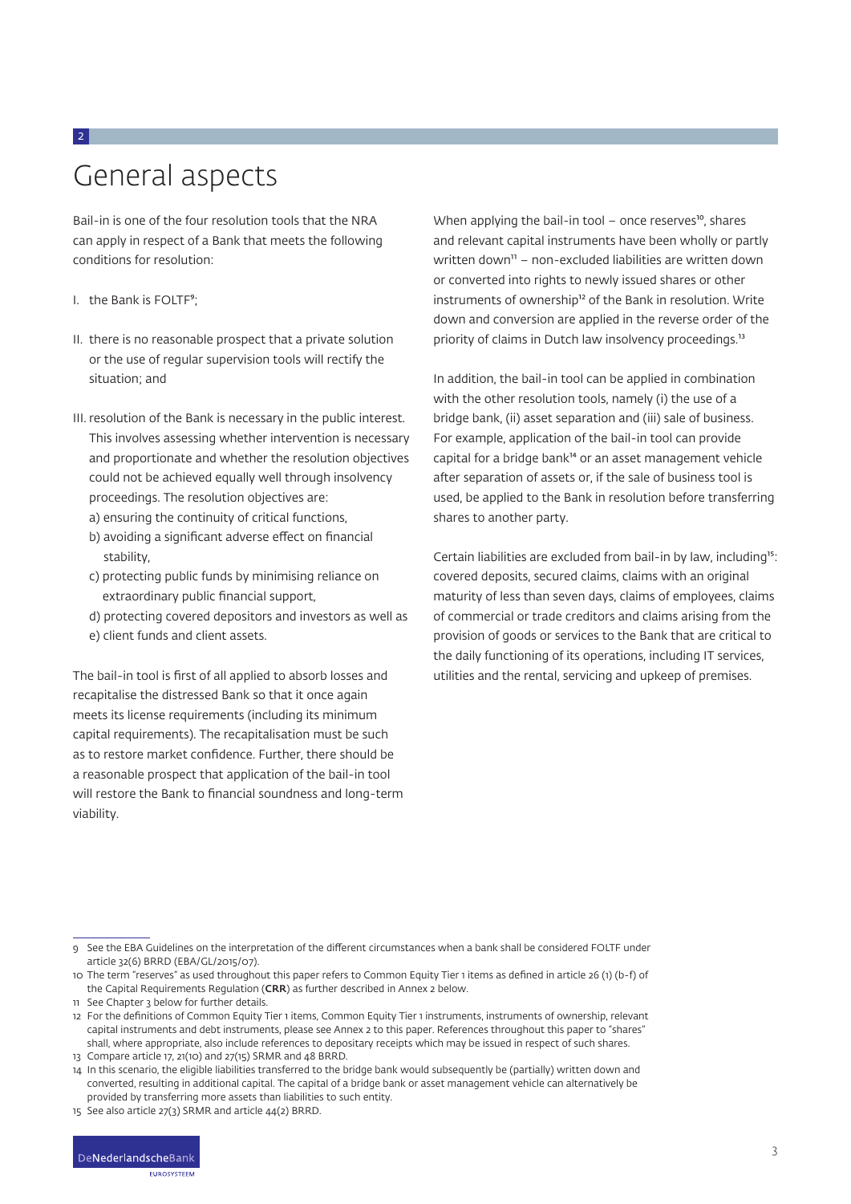# 2 General aspects

Bail-in is one of the four resolution tools that the NRA can apply in respect of a Bank that meets the following conditions for resolution:

I. the Bank is FOLTF[9];

II. there is no reasonable prospect that a private solution or the use of regular supervision tools will rectify the situation; and

III. resolution of the Bank is necessary in the public interest. This involves assessing whether intervention is necessary and proportionate and whether the resolution objectives could not be achieved equally well through insolvency proceedings. The resolution objectives are:
   - a) ensuring the continuity of critical functions,
   - b) avoiding a significant adverse effect on financial stability,
   - c) protecting public funds by minimising reliance on extraordinary public financial support,
   - d) protecting covered depositors and investors as well as
   - e) client funds and client assets.

The bail-in tool is first of all applied to absorb losses and recapitalise the distressed Bank so that it once again meets its license requirements (including its minimum capital requirements). The recapitalisation must be such as to restore market confidence. Further, there should be a reasonable prospect that application of the bail-in tool will restore the Bank to financial soundness and long-term viability.

When applying the bail-in tool – once reserves[10], shares and relevant capital instruments have been wholly or partly written down[11] – non-excluded liabilities are written down or converted into rights to newly issued shares or other instruments of ownership[12] of the Bank in resolution. Write down and conversion are applied in the reverse order of the priority of claims in Dutch law insolvency proceedings.[13]

In addition, the bail-in tool can be applied in combination with the other resolution tools, namely (i) the use of a bridge bank, (ii) asset separation and (iii) sale of business. For example, application of the bail-in tool can provide capital for a bridge bank[14] or an asset management vehicle after separation of assets or, if the sale of business tool is used, be applied to the Bank in resolution before transferring shares to another party.

Certain liabilities are excluded from bail-in by law, including[15]: covered deposits, secured claims, claims with an original maturity of less than seven days, claims of employees, claims of commercial or trade creditors and claims arising from the provision of goods or services to the Bank that are critical to the daily functioning of its operations, including IT services, utilities and the rental, servicing and upkeep of premises.

---

9 See the EBA Guidelines on the interpretation of the different circumstances when a bank shall be considered FOLTF under article 32(6) BRRD (EBA/GL/2015/07).

10 The term "reserves" as used throughout this paper refers to Common Equity Tier 1 items as defined in article 26 (1) (b-f) of the Capital Requirements Regulation (**CRR**) as further described in Annex 2 below.

11 See Chapter 3 below for further details.

12 For the definitions of Common Equity Tier 1 items, Common Equity Tier 1 instruments, instruments of ownership, relevant capital instruments and debt instruments, please see Annex 2 to this paper. References throughout this paper to "shares" shall, where appropriate, also include references to depositary receipts which may be issued in respect of such shares.

13 Compare article 17, 21(10) and 27(15) SRMR and 48 BRRD.

14 In this scenario, the eligible liabilities transferred to the bridge bank would subsequently be (partially) written down and converted, resulting in additional capital. The capital of a bridge bank or asset management vehicle can alternatively be provided by transferring more assets than liabilities to such entity.

15 See also article 27(3) SRMR and article 44(2) BRRD.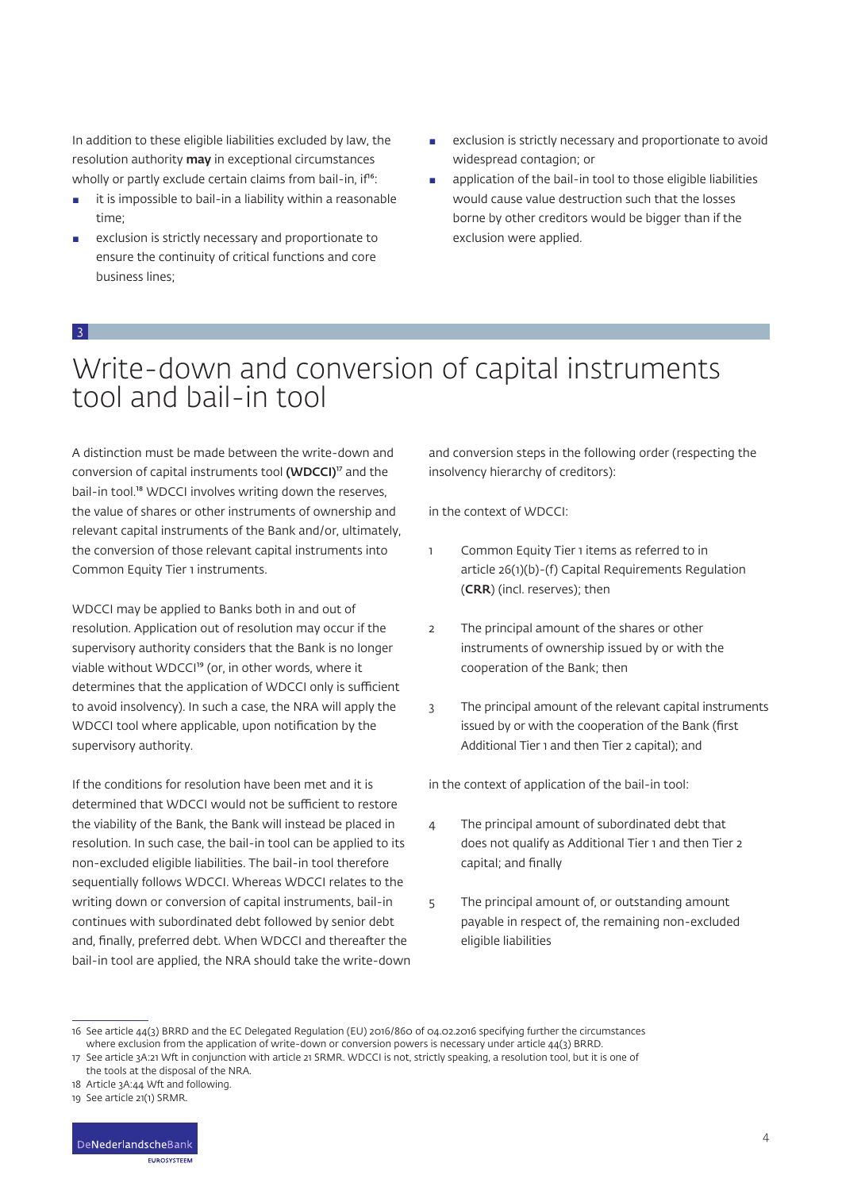In addition to these eligible liabilities excluded by law, the resolution authority **may** in exceptional circumstances wholly or partly exclude certain claims from bail-in, if[16]:

- it is impossible to bail-in a liability within a reasonable time;
- exclusion is strictly necessary and proportionate to ensure the continuity of critical functions and core business lines;
- exclusion is strictly necessary and proportionate to avoid widespread contagion; or
- application of the bail-in tool to those eligible liabilities would cause value destruction such that the losses borne by other creditors would be bigger than if the exclusion were applied.

## 3 Write-down and conversion of capital instruments tool and bail-in tool

A distinction must be made between the write-down and conversion of capital instruments tool **(WDCCI)**[17] and the bail-in tool.[18] WDCCI involves writing down the reserves, the value of shares or other instruments of ownership and relevant capital instruments of the Bank and/or, ultimately, the conversion of those relevant capital instruments into Common Equity Tier 1 instruments.

WDCCI may be applied to Banks both in and out of resolution. Application out of resolution may occur if the supervisory authority considers that the Bank is no longer viable without WDCCI[19] (or, in other words, where it determines that the application of WDCCI only is sufficient to avoid insolvency). In such a case, the NRA will apply the WDCCI tool where applicable, upon notification by the supervisory authority.

If the conditions for resolution have been met and it is determined that WDCCI would not be sufficient to restore the viability of the Bank, the Bank will instead be placed in resolution. In such case, the bail-in tool can be applied to its non-excluded eligible liabilities. The bail-in tool therefore sequentially follows WDCCI. Whereas WDCCI relates to the writing down or conversion of capital instruments, bail-in continues with subordinated debt followed by senior debt and, finally, preferred debt. When WDCCI and thereafter the bail-in tool are applied, the NRA should take the write-down and conversion steps in the following order (respecting the insolvency hierarchy of creditors):

in the context of WDCCI:

1. Common Equity Tier 1 items as referred to in article 26(1)(b)-(f) Capital Requirements Regulation (**CRR**) (incl. reserves); then
2. The principal amount of the shares or other instruments of ownership issued by or with the cooperation of the Bank; then
3. The principal amount of the relevant capital instruments issued by or with the cooperation of the Bank (first Additional Tier 1 and then Tier 2 capital); and

in the context of application of the bail-in tool:

4. The principal amount of subordinated debt that does not qualify as Additional Tier 1 and then Tier 2 capital; and finally
5. The principal amount of, or outstanding amount payable in respect of, the remaining non-excluded eligible liabilities

---

16 See article 44(3) BRRD and the EC Delegated Regulation (EU) 2016/860 of 04.02.2016 specifying further the circumstances where exclusion from the application of write-down or conversion powers is necessary under article 44(3) BRRD.

17 See article 3A:21 Wft in conjunction with article 21 SRMR. WDCCI is not, strictly speaking, a resolution tool, but it is one of the tools at the disposal of the NRA.

18 Article 3A:44 Wft and following.

19 See article 21(1) SRMR.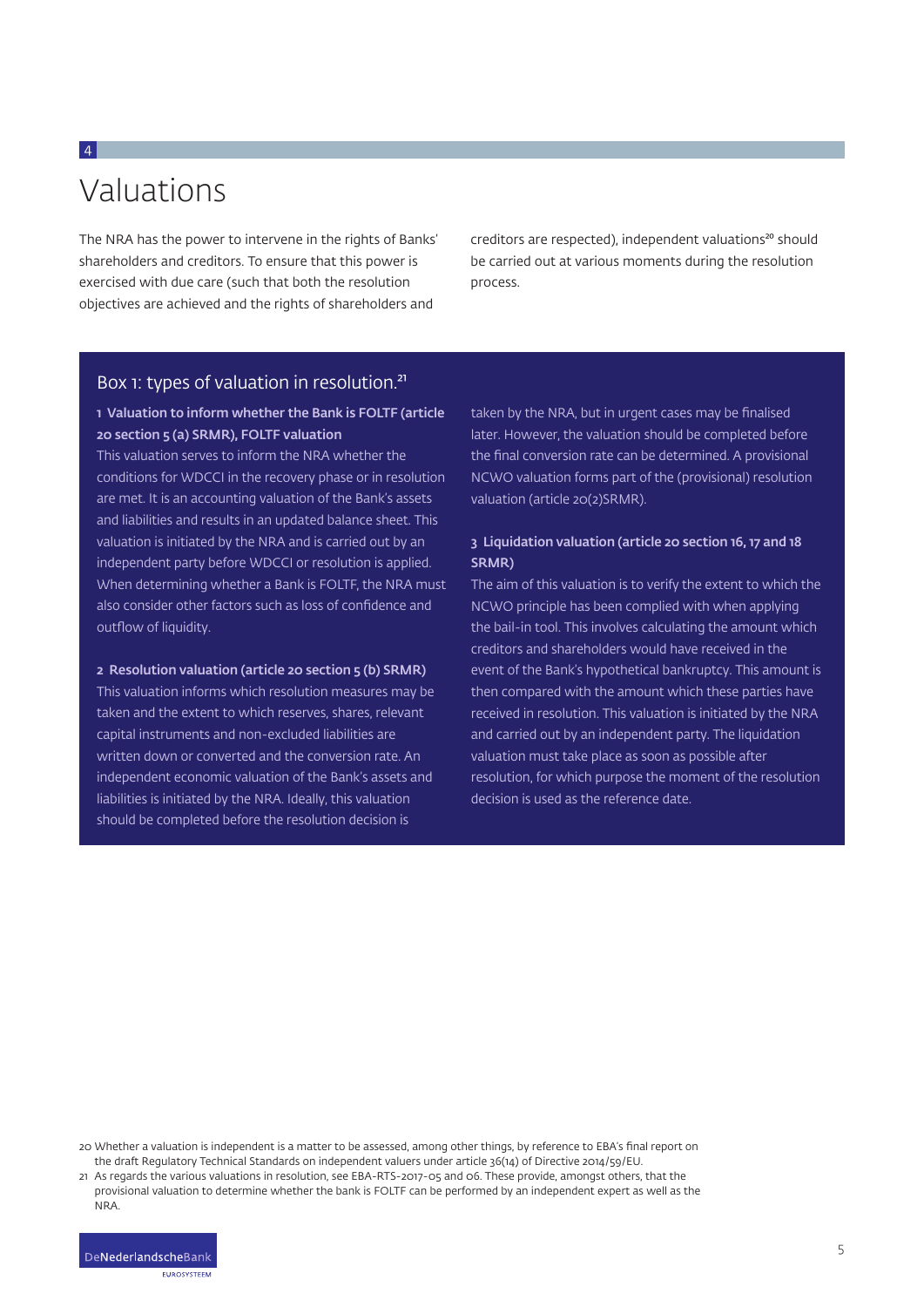# 4 Valuations

The NRA has the power to intervene in the rights of Banks' shareholders and creditors. To ensure that this power is exercised with due care (such that both the resolution objectives are achieved and the rights of shareholders and creditors are respected), independent valuations[20] should be carried out at various moments during the resolution process.

## Box 1: types of valuation in resolution.[21]

**1 Valuation to inform whether the Bank is FOLTF (article 20 section 5 (a) SRMR), FOLTF valuation**

This valuation serves to inform the NRA whether the conditions for WDCCI in the recovery phase or in resolution are met. It is an accounting valuation of the Bank's assets and liabilities and results in an updated balance sheet. This valuation is initiated by the NRA and is carried out by an independent party before WDCCI or resolution is applied. When determining whether a Bank is FOLTF, the NRA must also consider other factors such as loss of confidence and outflow of liquidity.

**2 Resolution valuation (article 20 section 5 (b) SRMR)**

This valuation informs which resolution measures may be taken and the extent to which reserves, shares, relevant capital instruments and non-excluded liabilities are written down or converted and the conversion rate. An independent economic valuation of the Bank's assets and liabilities is initiated by the NRA. Ideally, this valuation should be completed before the resolution decision is taken by the NRA, but in urgent cases may be finalised later. However, the valuation should be completed before the final conversion rate can be determined. A provisional NCWO valuation forms part of the (provisional) resolution valuation (article 20(2)SRMR).

**3 Liquidation valuation (article 20 section 16, 17 and 18 SRMR)**

The aim of this valuation is to verify the extent to which the NCWO principle has been complied with when applying the bail-in tool. This involves calculating the amount which creditors and shareholders would have received in the event of the Bank's hypothetical bankruptcy. This amount is then compared with the amount which these parties have received in resolution. This valuation is initiated by the NRA and carried out by an independent party. The liquidation valuation must take place as soon as possible after resolution, for which purpose the moment of the resolution decision is used as the reference date.

---

20 Whether a valuation is independent is a matter to be assessed, among other things, by reference to EBA's final report on the draft Regulatory Technical Standards on independent valuers under article 36(14) of Directive 2014/59/EU.

21 As regards the various valuations in resolution, see EBA-RTS-2017-05 and 06. These provide, amongst others, that the provisional valuation to determine whether the bank is FOLTF can be performed by an independent expert as well as the NRA.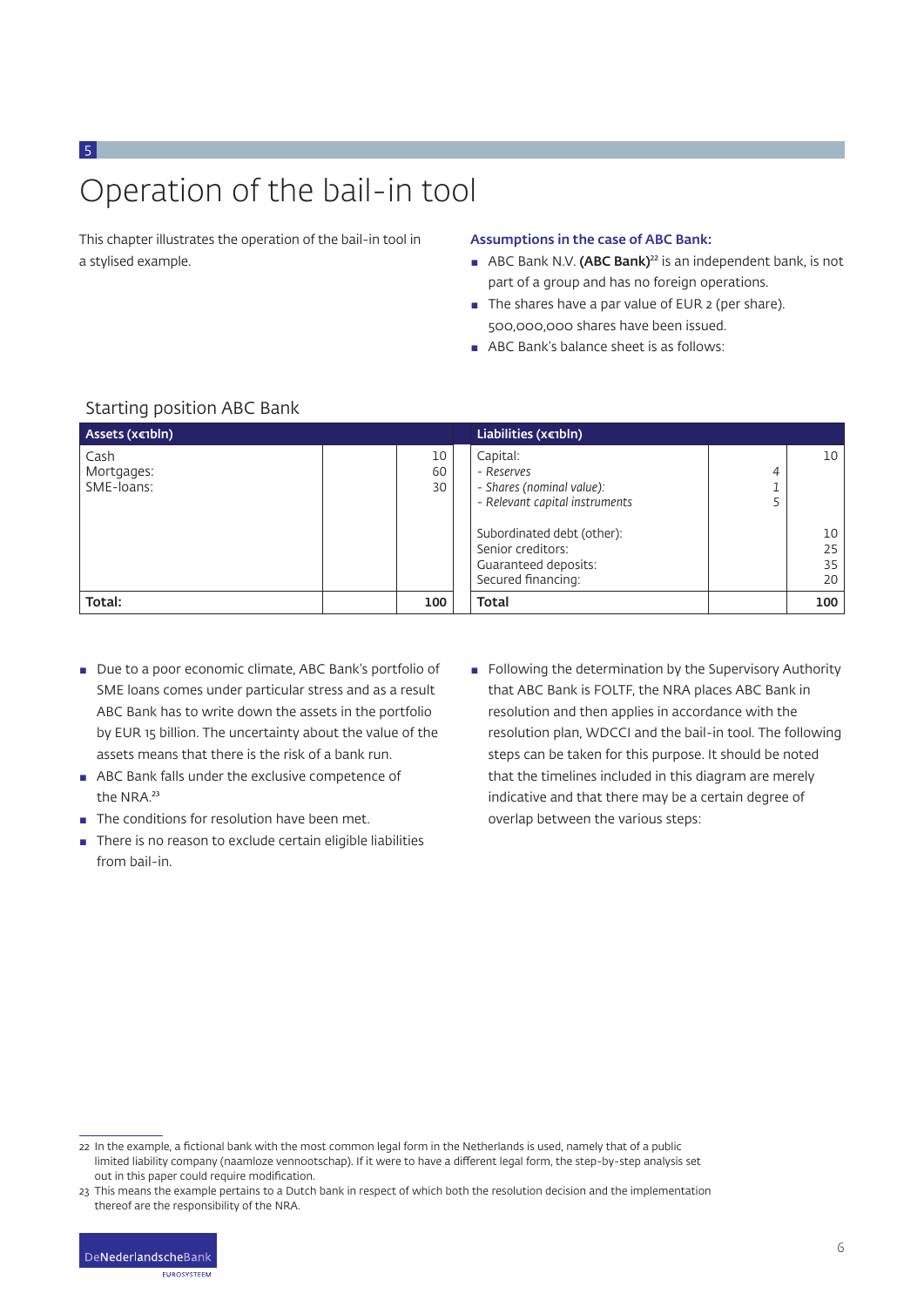# 5 Operation of the bail-in tool

This chapter illustrates the operation of the bail-in tool in a stylised example.

**Assumptions in the case of ABC Bank:**

- ABC Bank N.V. **(ABC Bank)**[22] is an independent bank, is not part of a group and has no foreign operations.
- The shares have a par value of EUR 2 (per share). 500,000,000 shares have been issued.
- ABC Bank's balance sheet is as follows:

Starting position ABC Bank

| Assets (x€1bln) | | | Liabilities (x€1bln) | | |
|---|---|---|---|---|---|
| Cash | | 10 | Capital: | | 10 |
| Mortgages: | | 60 | *- Reserves* | 4 | |
| SME-loans: | | 30 | *- Shares (nominal value):* | 1 | |
| | | | *- Relevant capital instruments* | 5 | |
| | | | Subordinated debt (other): | | 10 |
| | | | Senior creditors: | | 25 |
| | | | Guaranteed deposits: | | 35 |
| | | | Secured financing: | | 20 |
| **Total:** | | **100** | **Total** | | **100** |

- Due to a poor economic climate, ABC Bank's portfolio of SME loans comes under particular stress and as a result ABC Bank has to write down the assets in the portfolio by EUR 15 billion. The uncertainty about the value of the assets means that there is the risk of a bank run.
- ABC Bank falls under the exclusive competence of the NRA.[23]
- The conditions for resolution have been met.
- There is no reason to exclude certain eligible liabilities from bail-in.
- Following the determination by the Supervisory Authority that ABC Bank is FOLTF, the NRA places ABC Bank in resolution and then applies in accordance with the resolution plan, WDCCI and the bail-in tool. The following steps can be taken for this purpose. It should be noted that the timelines included in this diagram are merely indicative and that there may be a certain degree of overlap between the various steps:

---

22 In the example, a fictional bank with the most common legal form in the Netherlands is used, namely that of a public limited liability company (naamloze vennootschap). If it were to have a different legal form, the step-by-step analysis set out in this paper could require modification.

23 This means the example pertains to a Dutch bank in respect of which both the resolution decision and the implementation thereof are the responsibility of the NRA.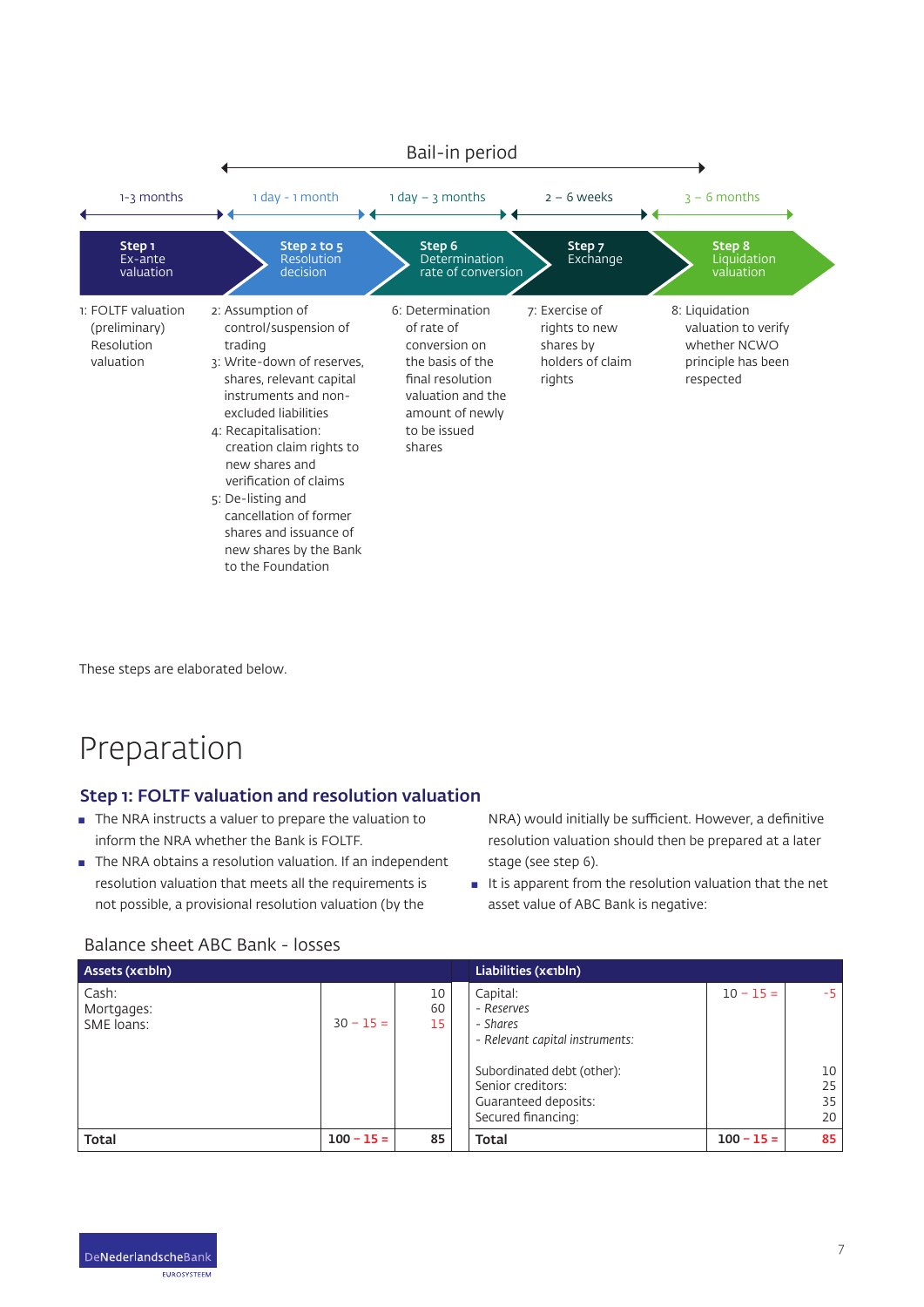Bail-in period

| 1-3 months | 1 day - 1 month | 1 day – 3 months | 2 – 6 weeks | 3 – 6 months |
|---|---|---|---|---|
| **Step 1** Ex-ante valuation | **Step 2 to 5** Resolution decision | **Step 6** Determination rate of conversion | **Step 7** Exchange | **Step 8** Liquidation valuation |
| 1: FOLTF valuation (preliminary) Resolution valuation | 2: Assumption of control/suspension of trading<br>3: Write-down of reserves, shares, relevant capital instruments and non-excluded liabilities<br>4: Recapitalisation: creation claim rights to new shares and verification of claims<br>5: De-listing and cancellation of former shares and issuance of new shares by the Bank to the Foundation | 6: Determination of rate of conversion on the basis of the final resolution valuation and the amount of newly to be issued shares | 7: Exercise of rights to new shares by holders of claim rights | 8: Liquidation valuation to verify whether NCWO principle has been respected |

These steps are elaborated below.

# Preparation

## Step 1: FOLTF valuation and resolution valuation

- The NRA instructs a valuer to prepare the valuation to inform the NRA whether the Bank is FOLTF.
- The NRA obtains a resolution valuation. If an independent resolution valuation that meets all the requirements is not possible, a provisional resolution valuation (by the NRA) would initially be sufficient. However, a definitive resolution valuation should then be prepared at a later stage (see step 6).
- It is apparent from the resolution valuation that the net asset value of ABC Bank is negative:

Balance sheet ABC Bank - losses

| Assets (x€1bln) | | | Liabilities (x€1bln) | | |
|---|---|---|---|---|---|
| Cash: | | 10 | Capital: | 10 − 15 = | -5 |
| Mortgages: | | 60 | *- Reserves* | | |
| SME loans: | 30 − 15 = | 15 | *- Shares* | | |
| | | | *- Relevant capital instruments:* | | |
| | | | Subordinated debt (other): | | 10 |
| | | | Senior creditors: | | 25 |
| | | | Guaranteed deposits: | | 35 |
| | | | Secured financing: | | 20 |
| **Total** | **100 − 15 =** | **85** | **Total** | **100 − 15 =** | **85** |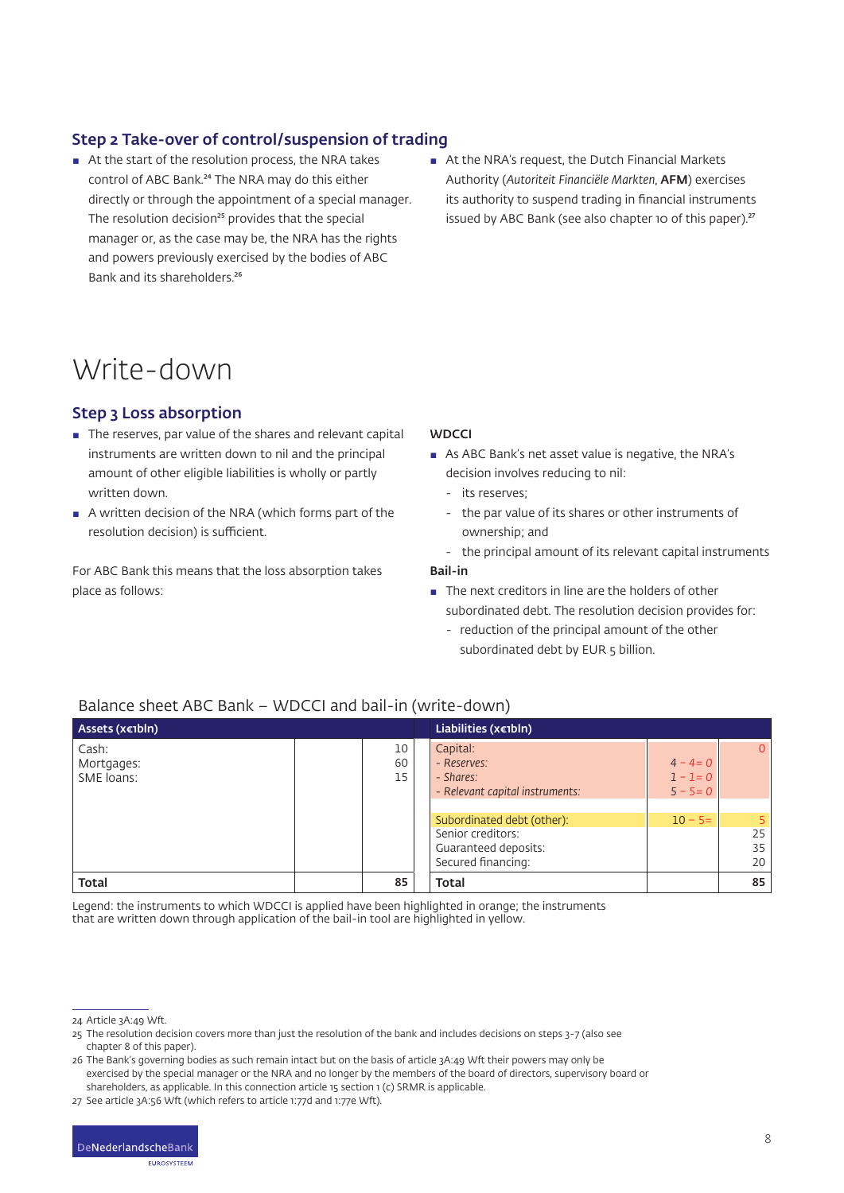### Step 2 Take-over of control/suspension of trading

- At the start of the resolution process, the NRA takes control of ABC Bank.[24] The NRA may do this either directly or through the appointment of a special manager. The resolution decision[25] provides that the special manager or, as the case may be, the NRA has the rights and powers previously exercised by the bodies of ABC Bank and its shareholders.[26]
- At the NRA's request, the Dutch Financial Markets Authority (*Autoriteit Financiële Markten*, **AFM**) exercises its authority to suspend trading in financial instruments issued by ABC Bank (see also chapter 10 of this paper).[27]

# Write-down

### Step 3 Loss absorption

- The reserves, par value of the shares and relevant capital instruments are written down to nil and the principal amount of other eligible liabilities is wholly or partly written down.
- A written decision of the NRA (which forms part of the resolution decision) is sufficient.

For ABC Bank this means that the loss absorption takes place as follows:

**WDCCI**

- As ABC Bank's net asset value is negative, the NRA's decision involves reducing to nil:
  - its reserves;
  - the par value of its shares or other instruments of ownership; and
  - the principal amount of its relevant capital instruments

**Bail-in**

- The next creditors in line are the holders of other subordinated debt. The resolution decision provides for:
  - reduction of the principal amount of the other subordinated debt by EUR 5 billion.

Balance sheet ABC Bank – WDCCI and bail-in (write-down)

| Assets (x€1bln) | | | Liabilities (x€1bln) | | |
|---|---|---|---|---|---|
| Cash: | | 10 | Capital: | | 0 |
| Mortgages: | | 60 | - *Reserves:* | *4 – 4= 0* | |
| SME loans: | | 15 | - *Shares:* | *1 – 1= 0* | |
| | | | - *Relevant capital instruments:* | *5 – 5= 0* | |
| | | | Subordinated debt (other): | 10 – 5= | 5 |
| | | | Senior creditors: | | 25 |
| | | | Guaranteed deposits: | | 35 |
| | | | Secured financing: | | 20 |
| **Total** | | **85** | **Total** | | **85** |

Legend: the instruments to which WDCCI is applied have been highlighted in orange; the instruments that are written down through application of the bail-in tool are highlighted in yellow.

24 Article 3A:49 Wft.

25 The resolution decision covers more than just the resolution of the bank and includes decisions on steps 3-7 (also see chapter 8 of this paper).

26 The Bank's governing bodies as such remain intact but on the basis of article 3A:49 Wft their powers may only be exercised by the special manager or the NRA and no longer by the members of the board of directors, supervisory board or shareholders, as applicable. In this connection article 15 section 1 (c) SRMR is applicable.

27 See article 3A:56 Wft (which refers to article 1:77d and 1:77e Wft).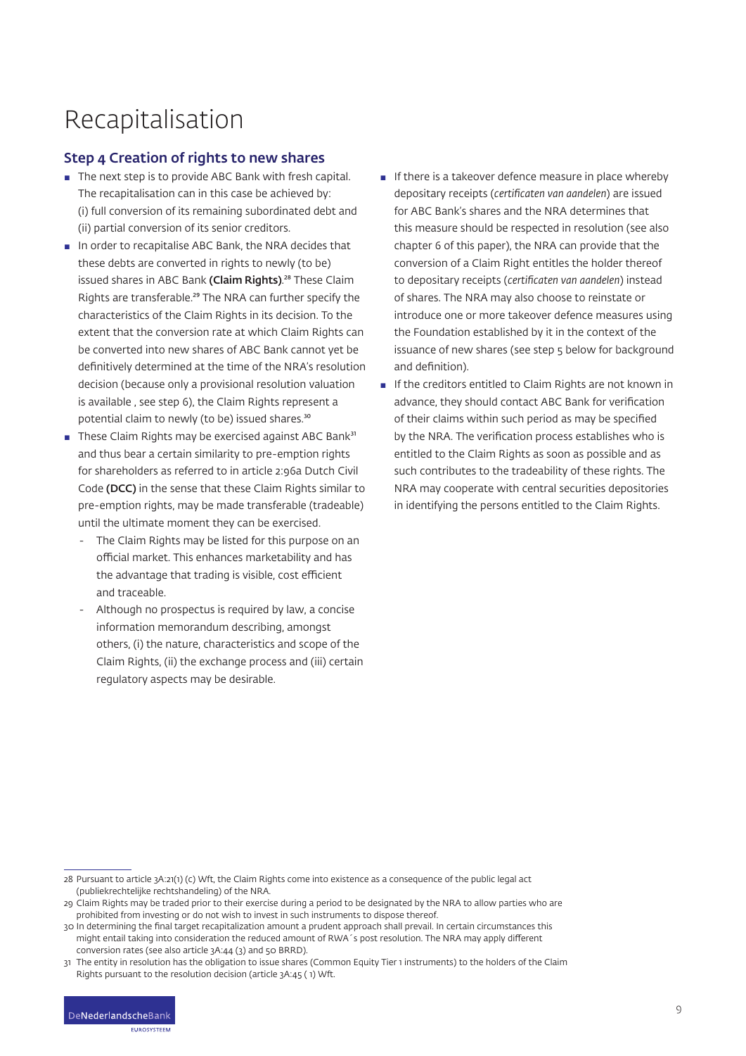# Recapitalisation

## Step 4 Creation of rights to new shares

- The next step is to provide ABC Bank with fresh capital. The recapitalisation can in this case be achieved by: (i) full conversion of its remaining subordinated debt and (ii) partial conversion of its senior creditors.
- In order to recapitalise ABC Bank, the NRA decides that these debts are converted in rights to newly (to be) issued shares in ABC Bank **(Claim Rights)**.[28] These Claim Rights are transferable.[29] The NRA can further specify the characteristics of the Claim Rights in its decision. To the extent that the conversion rate at which Claim Rights can be converted into new shares of ABC Bank cannot yet be definitively determined at the time of the NRA's resolution decision (because only a provisional resolution valuation is available , see step 6), the Claim Rights represent a potential claim to newly (to be) issued shares.[30]
- These Claim Rights may be exercised against ABC Bank[31] and thus bear a certain similarity to pre-emption rights for shareholders as referred to in article 2:96a Dutch Civil Code **(DCC)** in the sense that these Claim Rights similar to pre-emption rights, may be made transferable (tradeable) until the ultimate moment they can be exercised.
  - The Claim Rights may be listed for this purpose on an official market. This enhances marketability and has the advantage that trading is visible, cost efficient and traceable.
  - Although no prospectus is required by law, a concise information memorandum describing, amongst others, (i) the nature, characteristics and scope of the Claim Rights, (ii) the exchange process and (iii) certain regulatory aspects may be desirable.
- If there is a takeover defence measure in place whereby depositary receipts (*certificaten van aandelen*) are issued for ABC Bank's shares and the NRA determines that this measure should be respected in resolution (see also chapter 6 of this paper), the NRA can provide that the conversion of a Claim Right entitles the holder thereof to depositary receipts (*certificaten van aandelen*) instead of shares. The NRA may also choose to reinstate or introduce one or more takeover defence measures using the Foundation established by it in the context of the issuance of new shares (see step 5 below for background and definition).
- If the creditors entitled to Claim Rights are not known in advance, they should contact ABC Bank for verification of their claims within such period as may be specified by the NRA. The verification process establishes who is entitled to the Claim Rights as soon as possible and as such contributes to the tradeability of these rights. The NRA may cooperate with central securities depositories in identifying the persons entitled to the Claim Rights.

---

28 Pursuant to article 3A:21(1) (c) Wft, the Claim Rights come into existence as a consequence of the public legal act (publiekrechtelijke rechtshandeling) of the NRA.

29 Claim Rights may be traded prior to their exercise during a period to be designated by the NRA to allow parties who are prohibited from investing or do not wish to invest in such instruments to dispose thereof.

30 In determining the final target recapitalization amount a prudent approach shall prevail. In certain circumstances this might entail taking into consideration the reduced amount of RWA´s post resolution. The NRA may apply different conversion rates (see also article 3A:44 (3) and 50 BRRD).

31 The entity in resolution has the obligation to issue shares (Common Equity Tier 1 instruments) to the holders of the Claim Rights pursuant to the resolution decision (article 3A:45 ( 1) Wft.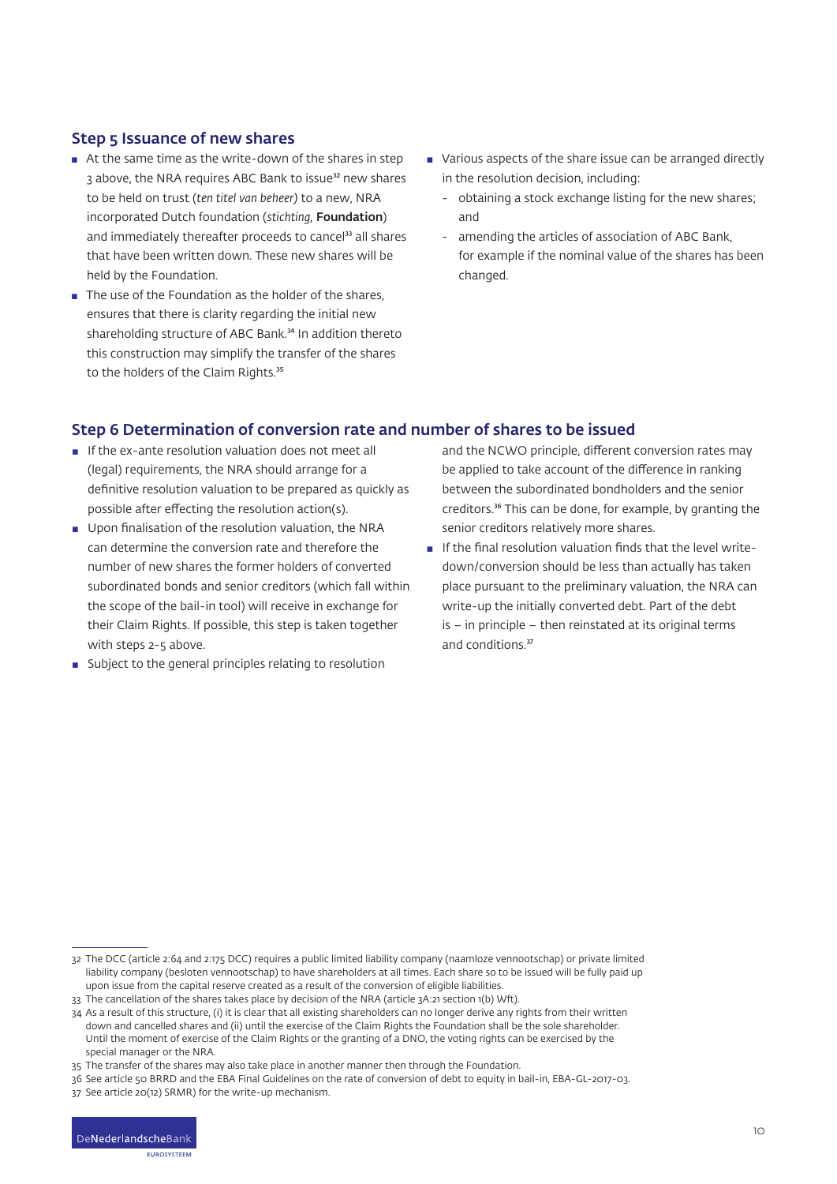## Step 5 Issuance of new shares

- At the same time as the write-down of the shares in step 3 above, the NRA requires ABC Bank to issue[32] new shares to be held on trust (*ten titel van beheer*) to a new, NRA incorporated Dutch foundation (*stichting*, **Foundation**) and immediately thereafter proceeds to cancel[33] all shares that have been written down. These new shares will be held by the Foundation.
- The use of the Foundation as the holder of the shares, ensures that there is clarity regarding the initial new shareholding structure of ABC Bank.[34] In addition thereto this construction may simplify the transfer of the shares to the holders of the Claim Rights.[35]
- Various aspects of the share issue can be arranged directly in the resolution decision, including:
  - obtaining a stock exchange listing for the new shares; and
  - amending the articles of association of ABC Bank, for example if the nominal value of the shares has been changed.

## Step 6 Determination of conversion rate and number of shares to be issued

- If the ex-ante resolution valuation does not meet all (legal) requirements, the NRA should arrange for a definitive resolution valuation to be prepared as quickly as possible after effecting the resolution action(s).
- Upon finalisation of the resolution valuation, the NRA can determine the conversion rate and therefore the number of new shares the former holders of converted subordinated bonds and senior creditors (which fall within the scope of the bail-in tool) will receive in exchange for their Claim Rights. If possible, this step is taken together with steps 2-5 above.
- Subject to the general principles relating to resolution and the NCWO principle, different conversion rates may be applied to take account of the difference in ranking between the subordinated bondholders and the senior creditors.[36] This can be done, for example, by granting the senior creditors relatively more shares.
- If the final resolution valuation finds that the level write-down/conversion should be less than actually has taken place pursuant to the preliminary valuation, the NRA can write-up the initially converted debt. Part of the debt is – in principle – then reinstated at its original terms and conditions.[37]

---

32 The DCC (article 2:64 and 2:175 DCC) requires a public limited liability company (naamloze vennootschap) or private limited liability company (besloten vennootschap) to have shareholders at all times. Each share so to be issued will be fully paid up upon issue from the capital reserve created as a result of the conversion of eligible liabilities.

33 The cancellation of the shares takes place by decision of the NRA (article 3A:21 section 1(b) Wft).

34 As a result of this structure, (i) it is clear that all existing shareholders can no longer derive any rights from their written down and cancelled shares and (ii) until the exercise of the Claim Rights the Foundation shall be the sole shareholder. Until the moment of exercise of the Claim Rights or the granting of a DNO, the voting rights can be exercised by the special manager or the NRA.

35 The transfer of the shares may also take place in another manner then through the Foundation.

36 See article 50 BRRD and the EBA Final Guidelines on the rate of conversion of debt to equity in bail-in, EBA-GL-2017-03.

37 See article 20(12) SRMR) for the write-up mechanism.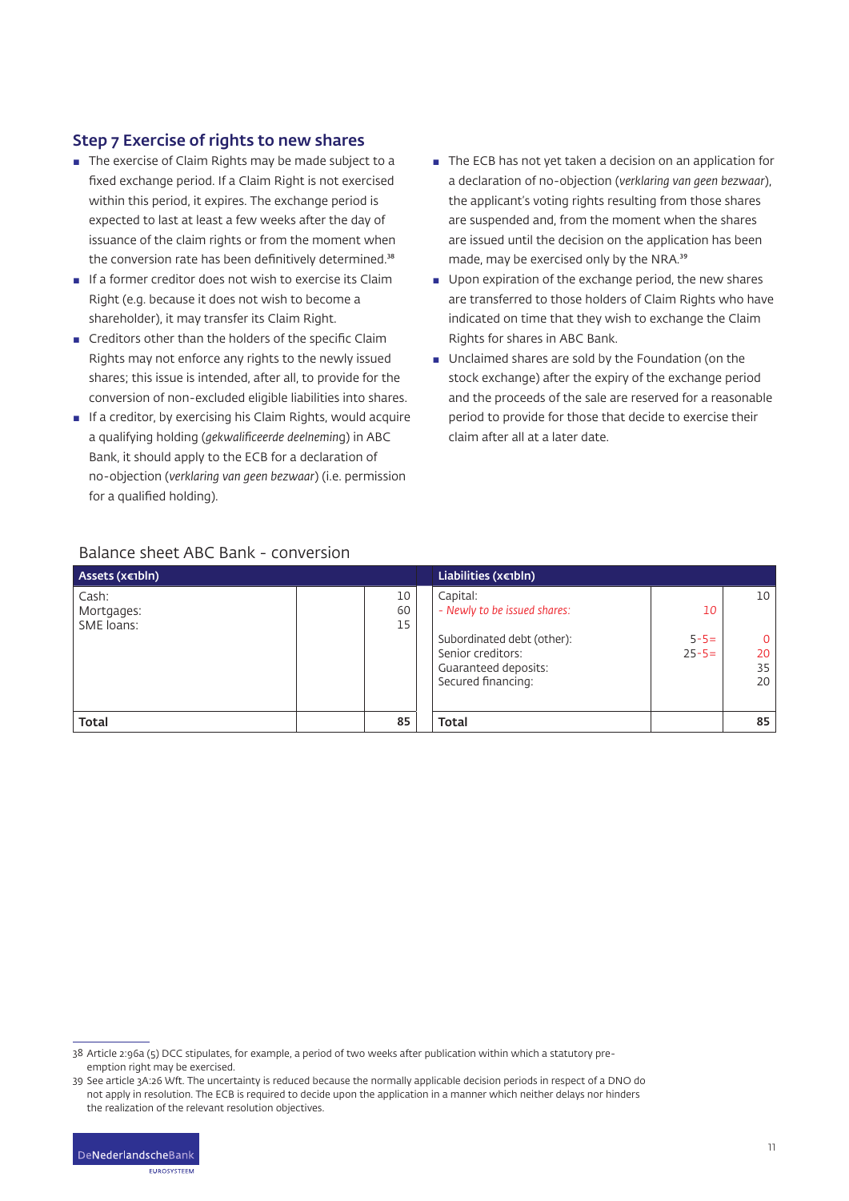### Step 7 Exercise of rights to new shares

- The exercise of Claim Rights may be made subject to a fixed exchange period. If a Claim Right is not exercised within this period, it expires. The exchange period is expected to last at least a few weeks after the day of issuance of the claim rights or from the moment when the conversion rate has been definitively determined.[38]
- If a former creditor does not wish to exercise its Claim Right (e.g. because it does not wish to become a shareholder), it may transfer its Claim Right.
- Creditors other than the holders of the specific Claim Rights may not enforce any rights to the newly issued shares; this issue is intended, after all, to provide for the conversion of non-excluded eligible liabilities into shares.
- If a creditor, by exercising his Claim Rights, would acquire a qualifying holding (*gekwalificeerde deelneming*) in ABC Bank, it should apply to the ECB for a declaration of no-objection (*verklaring van geen bezwaar*) (i.e. permission for a qualified holding).
- The ECB has not yet taken a decision on an application for a declaration of no-objection (*verklaring van geen bezwaar*), the applicant's voting rights resulting from those shares are suspended and, from the moment when the shares are issued until the decision on the application has been made, may be exercised only by the NRA.[39]
- Upon expiration of the exchange period, the new shares are transferred to those holders of Claim Rights who have indicated on time that they wish to exchange the Claim Rights for shares in ABC Bank.
- Unclaimed shares are sold by the Foundation (on the stock exchange) after the expiry of the exchange period and the proceeds of the sale are reserved for a reasonable period to provide for those that decide to exercise their claim after all at a later date.

Balance sheet ABC Bank - conversion

| Assets (x€1bln) | | | | Liabilities (x€1bln) | | |
|---|---|---|---|---|---|---|
| Cash: | | 10 | | Capital: | | 10 |
| Mortgages: | | 60 | | *- Newly to be issued shares:* | *10* | |
| SME loans: | | 15 | | | | |
| | | | | Subordinated debt (other): | 5-5= | 0 |
| | | | | Senior creditors: | 25-5= | 20 |
| | | | | Guaranteed deposits: | | 35 |
| | | | | Secured financing: | | 20 |
| **Total** | | **85** | | **Total** | | **85** |

38 Article 2:96a (5) DCC stipulates, for example, a period of two weeks after publication within which a statutory pre-emption right may be exercised.

39 See article 3A:26 Wft. The uncertainty is reduced because the normally applicable decision periods in respect of a DNO do not apply in resolution. The ECB is required to decide upon the application in a manner which neither delays nor hinders the realization of the relevant resolution objectives.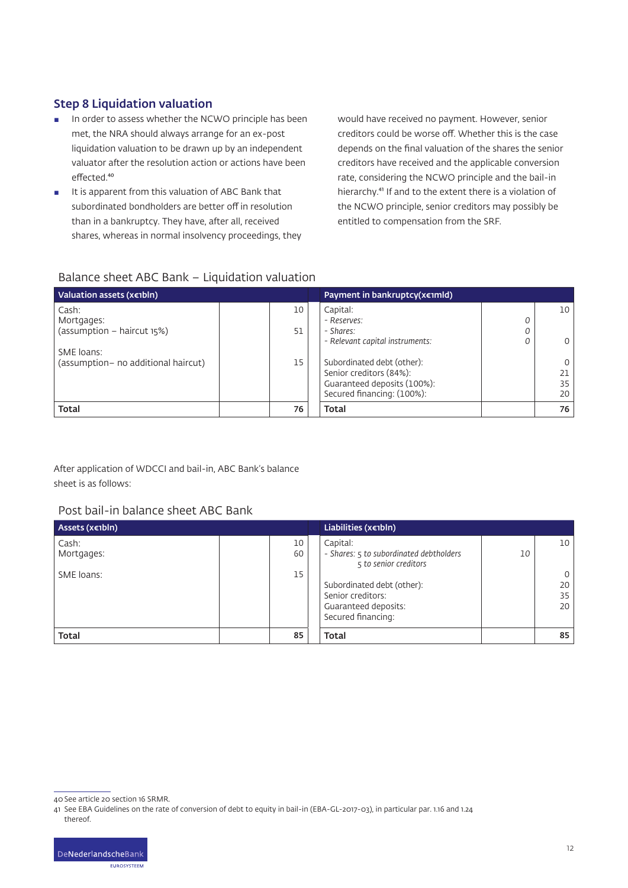### Step 8 Liquidation valuation

- In order to assess whether the NCWO principle has been met, the NRA should always arrange for an ex-post liquidation valuation to be drawn up by an independent valuator after the resolution action or actions have been effected.[40]
- It is apparent from this valuation of ABC Bank that subordinated bondholders are better off in resolution than in a bankruptcy. They have, after all, received shares, whereas in normal insolvency proceedings, they would have received no payment. However, senior creditors could be worse off. Whether this is the case depends on the final valuation of the shares the senior creditors have received and the applicable conversion rate, considering the NCWO principle and the bail-in hierarchy.[41] If and to the extent there is a violation of the NCWO principle, senior creditors may possibly be entitled to compensation from the SRF.

Balance sheet ABC Bank – Liquidation valuation

| Valuation assets (x€1bln) | | | Payment in bankruptcy(x€1mld) | | |
|---|---|---|---|---|---|
| Cash: | | 10 | Capital: | | 10 |
| Mortgages: | | | *- Reserves:* | *0* | |
| (assumption – haircut 15%) | | 51 | *- Shares:* | *0* | |
| | | | *- Relevant capital instruments:* | *0* | 0 |
| SME loans: | | | | | |
| (assumption– no additional haircut) | | 15 | Subordinated debt (other): | | 0 |
| | | | Senior creditors (84%): | | 21 |
| | | | Guaranteed deposits (100%): | | 35 |
| | | | Secured financing: (100%): | | 20 |
| **Total** | | **76** | **Total** | | **76** |

After application of WDCCI and bail-in, ABC Bank's balance sheet is as follows:

Post bail-in balance sheet ABC Bank

| Assets (x€1bln) | | | Liabilities (x€1bln) | | |
|---|---|---|---|---|---|
| Cash: | | 10 | Capital: | | 10 |
| Mortgages: | | 60 | *- Shares: 5 to subordinated debtholders 5 to senior creditors* | *10* | |
| SME loans: | | 15 | | | |
| | | | Subordinated debt (other): | | 0 |
| | | | Senior creditors: | | 20 |
| | | | Guaranteed deposits: | | 35 |
| | | | Secured financing: | | 20 |
| **Total** | | **85** | **Total** | | **85** |

---

40 See article 20 section 16 SRMR.

41 See EBA Guidelines on the rate of conversion of debt to equity in bail-in (EBA-GL-2017-03), in particular par. 1.16 and 1.24 thereof.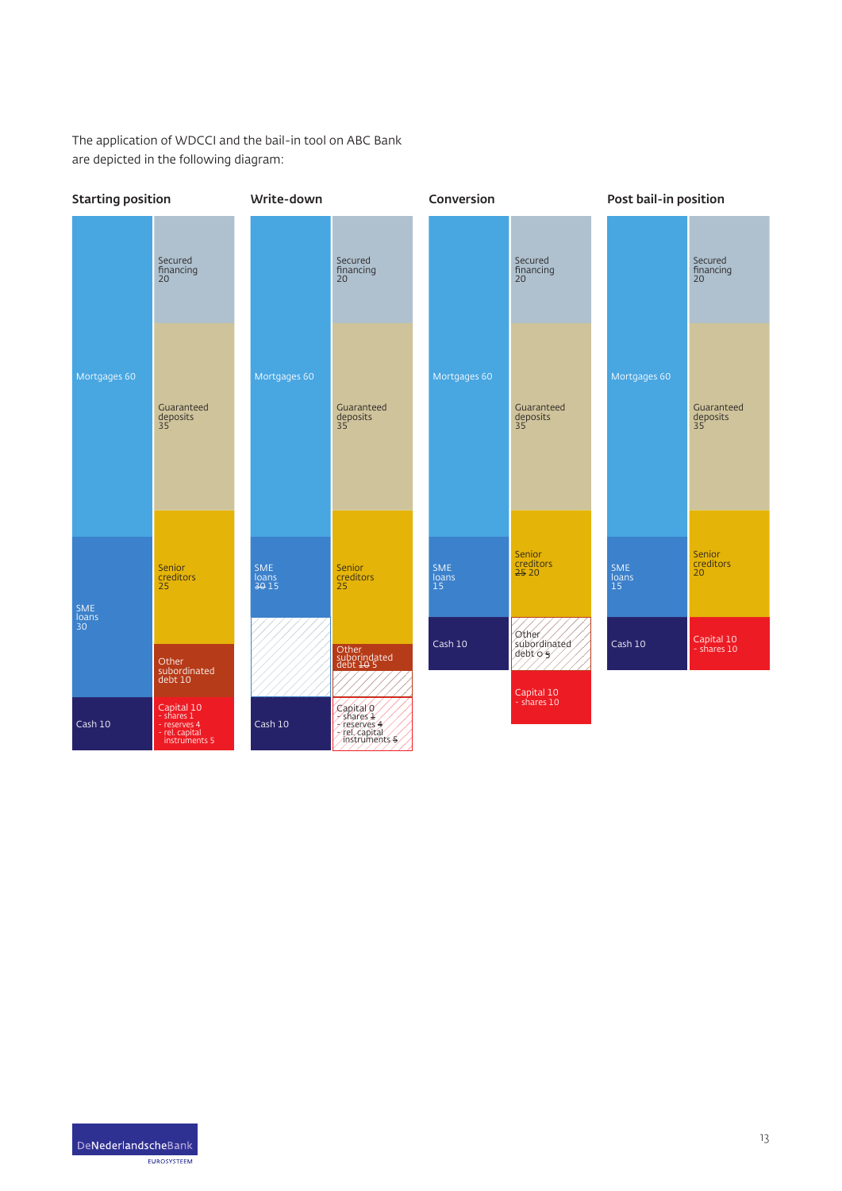The application of WDCCI and the bail-in tool on ABC Bank are depicted in the following diagram:

**Starting position**

| Assets | Liabilities |
|---|---|
| Mortgages 60 | Secured financing 20 |
| SME loans 30 | Guaranteed deposits 35 |
| Cash 10 | Senior creditors 25 |
| | Other subordinated debt 10 |
| | Capital 10 - shares 1 - reserves 4 - rel. capital instruments 5 |

**Write-down**

| Assets | Liabilities |
|---|---|
| Mortgages 60 | Secured financing 20 |
| SME loans ~~30~~ 15 | Guaranteed deposits 35 |
| Cash 10 | Senior creditors 25 |
| | Other subordinated debt ~~10~~ 5 |
| | Capital 0 - shares ~~1~~ - reserves ~~4~~ - rel. capital instruments ~~5~~ |

**Conversion**

| Assets | Liabilities |
|---|---|
| Mortgages 60 | Secured financing 20 |
| SME loans 15 | Guaranteed deposits 35 |
| Cash 10 | Senior creditors ~~25~~ 20 |
| | Other subordinated debt 0 ~~5~~ |
| | Capital 10 - shares 10 |

**Post bail-in position**

| Assets | Liabilities |
|---|---|
| Mortgages 60 | Secured financing 20 |
| SME loans 15 | Guaranteed deposits 35 |
| Cash 10 | Senior creditors 20 |
| | Capital 10 - shares 10 |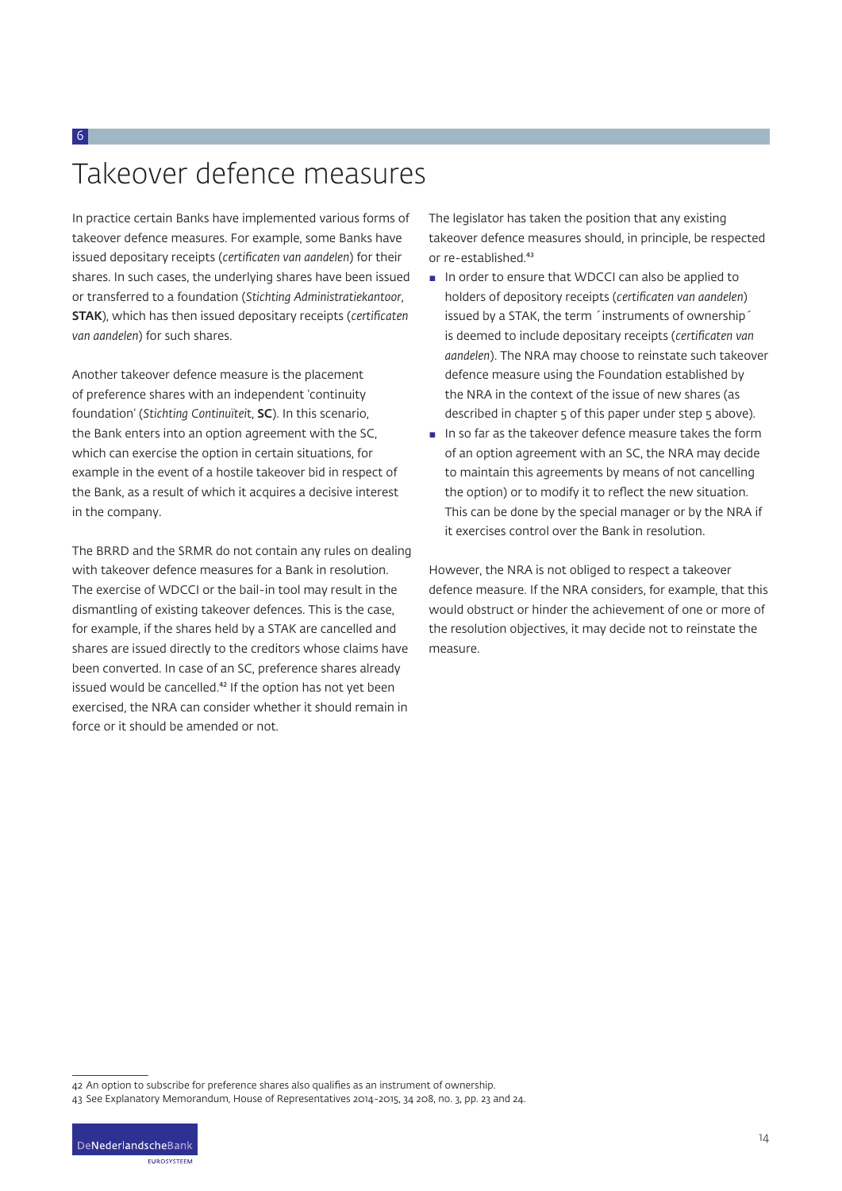# 6 Takeover defence measures

In practice certain Banks have implemented various forms of takeover defence measures. For example, some Banks have issued depositary receipts (*certificaten van aandelen*) for their shares. In such cases, the underlying shares have been issued or transferred to a foundation (*Stichting Administratiekantoor*, **STAK**), which has then issued depositary receipts (*certificaten van aandelen*) for such shares.

Another takeover defence measure is the placement of preference shares with an independent 'continuity foundation' (*Stichting Continuïteit*, **SC**). In this scenario, the Bank enters into an option agreement with the SC, which can exercise the option in certain situations, for example in the event of a hostile takeover bid in respect of the Bank, as a result of which it acquires a decisive interest in the company.

The BRRD and the SRMR do not contain any rules on dealing with takeover defence measures for a Bank in resolution. The exercise of WDCCI or the bail-in tool may result in the dismantling of existing takeover defences. This is the case, for example, if the shares held by a STAK are cancelled and shares are issued directly to the creditors whose claims have been converted. In case of an SC, preference shares already issued would be cancelled.[42] If the option has not yet been exercised, the NRA can consider whether it should remain in force or it should be amended or not.

The legislator has taken the position that any existing takeover defence measures should, in principle, be respected or re-established.[43]

- In order to ensure that WDCCI can also be applied to holders of depository receipts (*certificaten van aandelen*) issued by a STAK, the term ´instruments of ownership´ is deemed to include depositary receipts (*certificaten van aandelen*). The NRA may choose to reinstate such takeover defence measure using the Foundation established by the NRA in the context of the issue of new shares (as described in chapter 5 of this paper under step 5 above).
- In so far as the takeover defence measure takes the form of an option agreement with an SC, the NRA may decide to maintain this agreements by means of not cancelling the option) or to modify it to reflect the new situation. This can be done by the special manager or by the NRA if it exercises control over the Bank in resolution.

However, the NRA is not obliged to respect a takeover defence measure. If the NRA considers, for example, that this would obstruct or hinder the achievement of one or more of the resolution objectives, it may decide not to reinstate the measure.

---

42 An option to subscribe for preference shares also qualifies as an instrument of ownership.

43 See Explanatory Memorandum, House of Representatives 2014-2015, 34 208, no. 3, pp. 23 and 24.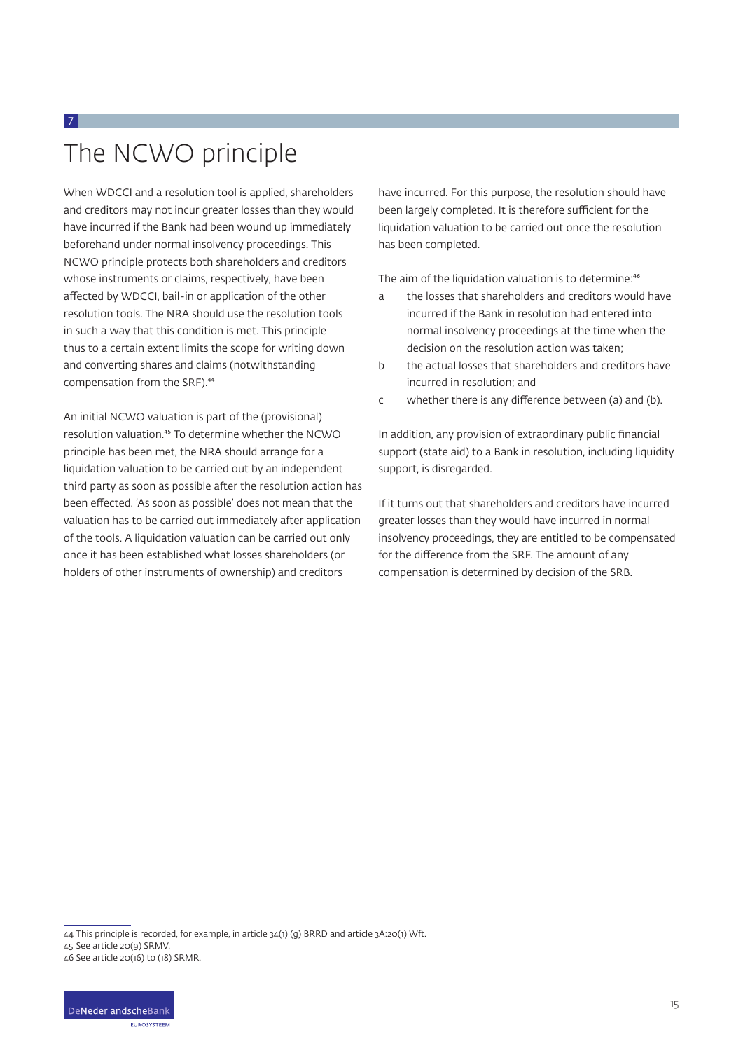# 7 The NCWO principle

When WDCCI and a resolution tool is applied, shareholders and creditors may not incur greater losses than they would have incurred if the Bank had been wound up immediately beforehand under normal insolvency proceedings. This NCWO principle protects both shareholders and creditors whose instruments or claims, respectively, have been affected by WDCCI, bail-in or application of the other resolution tools. The NRA should use the resolution tools in such a way that this condition is met. This principle thus to a certain extent limits the scope for writing down and converting shares and claims (notwithstanding compensation from the SRF).[44]

An initial NCWO valuation is part of the (provisional) resolution valuation.[45] To determine whether the NCWO principle has been met, the NRA should arrange for a liquidation valuation to be carried out by an independent third party as soon as possible after the resolution action has been effected. 'As soon as possible' does not mean that the valuation has to be carried out immediately after application of the tools. A liquidation valuation can be carried out only once it has been established what losses shareholders (or holders of other instruments of ownership) and creditors have incurred. For this purpose, the resolution should have been largely completed. It is therefore sufficient for the liquidation valuation to be carried out once the resolution has been completed.

The aim of the liquidation valuation is to determine:[46]

a the losses that shareholders and creditors would have incurred if the Bank in resolution had entered into normal insolvency proceedings at the time when the decision on the resolution action was taken;

b the actual losses that shareholders and creditors have incurred in resolution; and

c whether there is any difference between (a) and (b).

In addition, any provision of extraordinary public financial support (state aid) to a Bank in resolution, including liquidity support, is disregarded.

If it turns out that shareholders and creditors have incurred greater losses than they would have incurred in normal insolvency proceedings, they are entitled to be compensated for the difference from the SRF. The amount of any compensation is determined by decision of the SRB.

---

44 This principle is recorded, for example, in article 34(1) (g) BRRD and article 3A:20(1) Wft.
45 See article 20(9) SRMV.
46 See article 20(16) to (18) SRMR.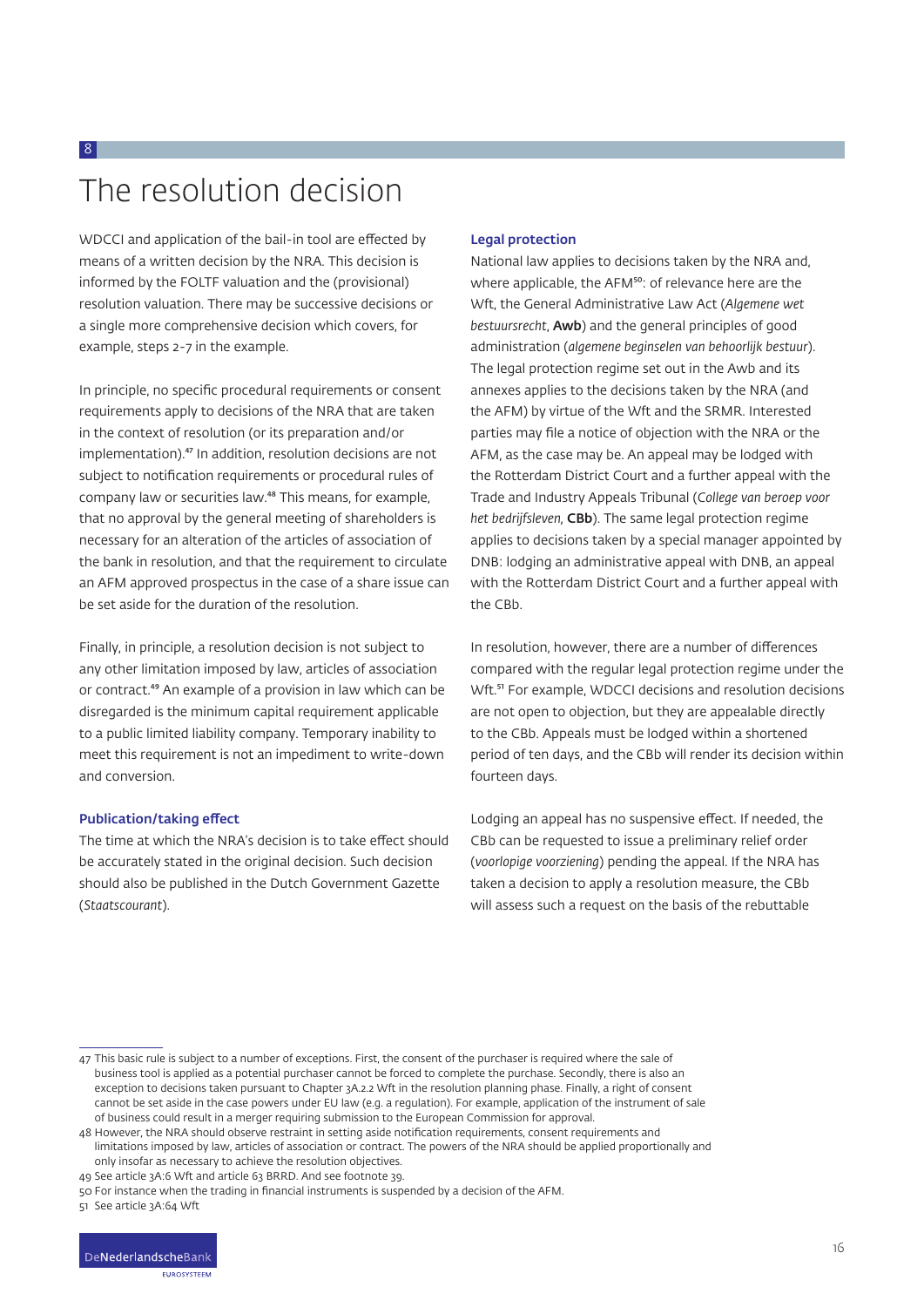# 8 The resolution decision

WDCCI and application of the bail-in tool are effected by means of a written decision by the NRA. This decision is informed by the FOLTF valuation and the (provisional) resolution valuation. There may be successive decisions or a single more comprehensive decision which covers, for example, steps 2-7 in the example.

In principle, no specific procedural requirements or consent requirements apply to decisions of the NRA that are taken in the context of resolution (or its preparation and/or implementation).[47] In addition, resolution decisions are not subject to notification requirements or procedural rules of company law or securities law.[48] This means, for example, that no approval by the general meeting of shareholders is necessary for an alteration of the articles of association of the bank in resolution, and that the requirement to circulate an AFM approved prospectus in the case of a share issue can be set aside for the duration of the resolution.

Finally, in principle, a resolution decision is not subject to any other limitation imposed by law, articles of association or contract.[49] An example of a provision in law which can be disregarded is the minimum capital requirement applicable to a public limited liability company. Temporary inability to meet this requirement is not an impediment to write-down and conversion.

### Publication/taking effect

The time at which the NRA's decision is to take effect should be accurately stated in the original decision. Such decision should also be published in the Dutch Government Gazette (*Staatscourant*).

### Legal protection

National law applies to decisions taken by the NRA and, where applicable, the AFM[50]: of relevance here are the Wft, the General Administrative Law Act (*Algemene wet bestuursrecht*, **Awb**) and the general principles of good administration (*algemene beginselen van behoorlijk bestuur*). The legal protection regime set out in the Awb and its annexes applies to the decisions taken by the NRA (and the AFM) by virtue of the Wft and the SRMR. Interested parties may file a notice of objection with the NRA or the AFM, as the case may be. An appeal may be lodged with the Rotterdam District Court and a further appeal with the Trade and Industry Appeals Tribunal (*College van beroep voor het bedrijfsleven*, **CBb**). The same legal protection regime applies to decisions taken by a special manager appointed by DNB: lodging an administrative appeal with DNB, an appeal with the Rotterdam District Court and a further appeal with the CBb.

In resolution, however, there are a number of differences compared with the regular legal protection regime under the Wft.[51] For example, WDCCI decisions and resolution decisions are not open to objection, but they are appealable directly to the CBb. Appeals must be lodged within a shortened period of ten days, and the CBb will render its decision within fourteen days.

Lodging an appeal has no suspensive effect. If needed, the CBb can be requested to issue a preliminary relief order (*voorlopige voorziening*) pending the appeal. If the NRA has taken a decision to apply a resolution measure, the CBb will assess such a request on the basis of the rebuttable

---

47 This basic rule is subject to a number of exceptions. First, the consent of the purchaser is required where the sale of business tool is applied as a potential purchaser cannot be forced to complete the purchase. Secondly, there is also an exception to decisions taken pursuant to Chapter 3A.2.2 Wft in the resolution planning phase. Finally, a right of consent cannot be set aside in the case powers under EU law (e.g. a regulation). For example, application of the instrument of sale of business could result in a merger requiring submission to the European Commission for approval.

48 However, the NRA should observe restraint in setting aside notification requirements, consent requirements and limitations imposed by law, articles of association or contract. The powers of the NRA should be applied proportionally and only insofar as necessary to achieve the resolution objectives.

49 See article 3A:6 Wft and article 63 BRRD. And see footnote 39.

50 For instance when the trading in financial instruments is suspended by a decision of the AFM.

51 See article 3A:64 Wft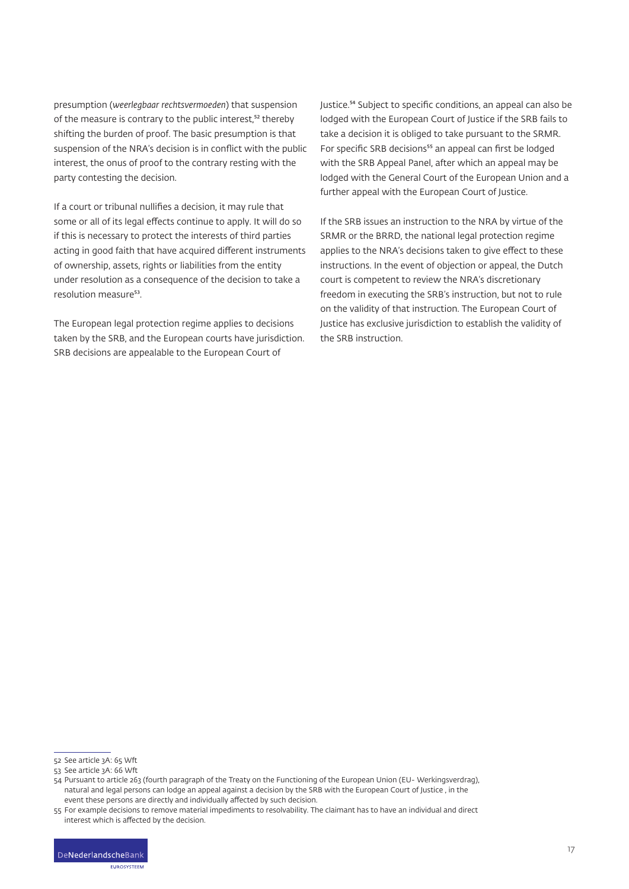presumption (*weerlegbaar rechtsvermoeden*) that suspension of the measure is contrary to the public interest,[52] thereby shifting the burden of proof. The basic presumption is that suspension of the NRA's decision is in conflict with the public interest, the onus of proof to the contrary resting with the party contesting the decision.

If a court or tribunal nullifies a decision, it may rule that some or all of its legal effects continue to apply. It will do so if this is necessary to protect the interests of third parties acting in good faith that have acquired different instruments of ownership, assets, rights or liabilities from the entity under resolution as a consequence of the decision to take a resolution measure[53].

The European legal protection regime applies to decisions taken by the SRB, and the European courts have jurisdiction. SRB decisions are appealable to the European Court of Justice.[54] Subject to specific conditions, an appeal can also be lodged with the European Court of Justice if the SRB fails to take a decision it is obliged to take pursuant to the SRMR. For specific SRB decisions[55] an appeal can first be lodged with the SRB Appeal Panel, after which an appeal may be lodged with the General Court of the European Union and a further appeal with the European Court of Justice.

If the SRB issues an instruction to the NRA by virtue of the SRMR or the BRRD, the national legal protection regime applies to the NRA's decisions taken to give effect to these instructions. In the event of objection or appeal, the Dutch court is competent to review the NRA's discretionary freedom in executing the SRB's instruction, but not to rule on the validity of that instruction. The European Court of Justice has exclusive jurisdiction to establish the validity of the SRB instruction.

---

52 See article 3A: 65 Wft

53 See article 3A: 66 Wft

54 Pursuant to article 263 (fourth paragraph of the Treaty on the Functioning of the European Union (EU- Werkingsverdrag), natural and legal persons can lodge an appeal against a decision by the SRB with the European Court of Justice , in the event these persons are directly and individually affected by such decision.

55 For example decisions to remove material impediments to resolvability. The claimant has to have an individual and direct interest which is affected by the decision.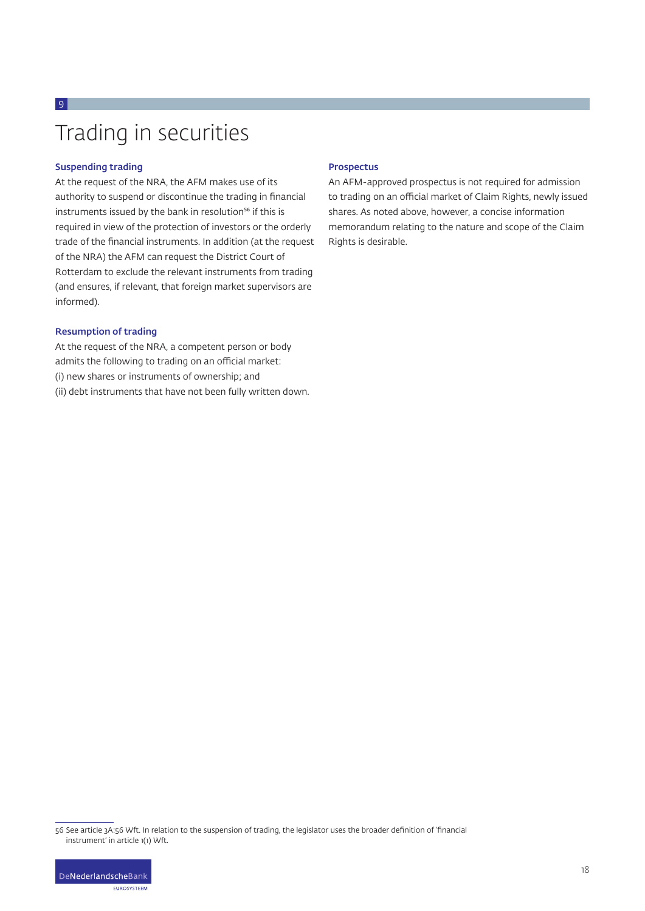# 9 Trading in securities

### Suspending trading

At the request of the NRA, the AFM makes use of its authority to suspend or discontinue the trading in financial instruments issued by the bank in resolution[56] if this is required in view of the protection of investors or the orderly trade of the financial instruments. In addition (at the request of the NRA) the AFM can request the District Court of Rotterdam to exclude the relevant instruments from trading (and ensures, if relevant, that foreign market supervisors are informed).

### Resumption of trading

At the request of the NRA, a competent person or body admits the following to trading on an official market:
(i) new shares or instruments of ownership; and
(ii) debt instruments that have not been fully written down.

### Prospectus

An AFM-approved prospectus is not required for admission to trading on an official market of Claim Rights, newly issued shares. As noted above, however, a concise information memorandum relating to the nature and scope of the Claim Rights is desirable.

---

56 See article 3A:56 Wft. In relation to the suspension of trading, the legislator uses the broader definition of 'financial instrument' in article 1(1) Wft.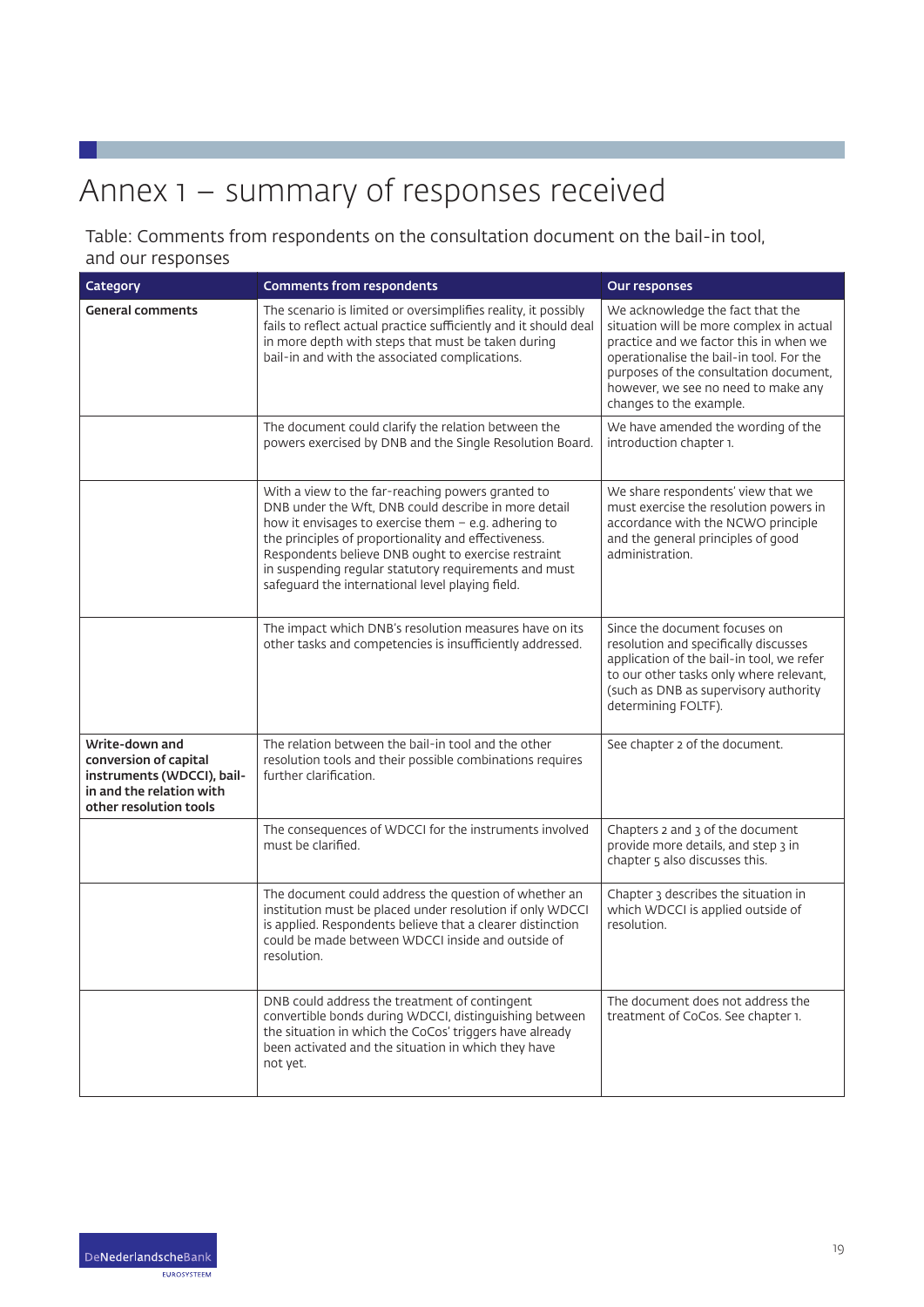# Annex 1 – summary of responses received

Table: Comments from respondents on the consultation document on the bail-in tool, and our responses

| Category | Comments from respondents | Our responses |
| --- | --- | --- |
| **General comments** | The scenario is limited or oversimplifies reality, it possibly fails to reflect actual practice sufficiently and it should deal in more depth with steps that must be taken during bail-in and with the associated complications. | We acknowledge the fact that the situation will be more complex in actual practice and we factor this in when we operationalise the bail-in tool. For the purposes of the consultation document, however, we see no need to make any changes to the example. |
| | The document could clarify the relation between the powers exercised by DNB and the Single Resolution Board. | We have amended the wording of the introduction chapter 1. |
| | With a view to the far-reaching powers granted to DNB under the Wft, DNB could describe in more detail how it envisages to exercise them – e.g. adhering to the principles of proportionality and effectiveness. Respondents believe DNB ought to exercise restraint in suspending regular statutory requirements and must safeguard the international level playing field. | We share respondents' view that we must exercise the resolution powers in accordance with the NCWO principle and the general principles of good administration. |
| | The impact which DNB's resolution measures have on its other tasks and competencies is insufficiently addressed. | Since the document focuses on resolution and specifically discusses application of the bail-in tool, we refer to our other tasks only where relevant, (such as DNB as supervisory authority determining FOLTF). |
| **Write-down and conversion of capital instruments (WDCCI), bail-in and the relation with other resolution tools** | The relation between the bail-in tool and the other resolution tools and their possible combinations requires further clarification. | See chapter 2 of the document. |
| | The consequences of WDCCI for the instruments involved must be clarified. | Chapters 2 and 3 of the document provide more details, and step 3 in chapter 5 also discusses this. |
| | The document could address the question of whether an institution must be placed under resolution if only WDCCI is applied. Respondents believe that a clearer distinction could be made between WDCCI inside and outside of resolution. | Chapter 3 describes the situation in which WDCCI is applied outside of resolution. |
| | DNB could address the treatment of contingent convertible bonds during WDCCI, distinguishing between the situation in which the CoCos' triggers have already been activated and the situation in which they have not yet. | The document does not address the treatment of CoCos. See chapter 1. |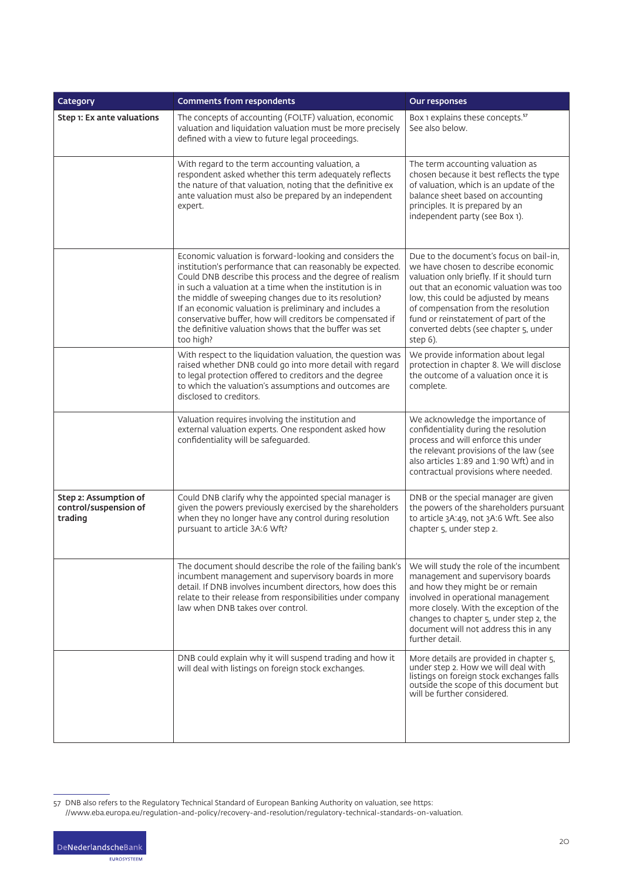| Category | Comments from respondents | Our responses |
|---|---|---|
| **Step 1: Ex ante valuations** | The concepts of accounting (FOLTF) valuation, economic valuation and liquidation valuation must be more precisely defined with a view to future legal proceedings. | Box 1 explains these concepts.[57] See also below. |
| | With regard to the term accounting valuation, a respondent asked whether this term adequately reflects the nature of that valuation, noting that the definitive ex ante valuation must also be prepared by an independent expert. | The term accounting valuation as chosen because it best reflects the type of valuation, which is an update of the balance sheet based on accounting principles. It is prepared by an independent party (see Box 1). |
| | Economic valuation is forward-looking and considers the institution's performance that can reasonably be expected. Could DNB describe this process and the degree of realism in such a valuation at a time when the institution is in the middle of sweeping changes due to its resolution? If an economic valuation is preliminary and includes a conservative buffer, how will creditors be compensated if the definitive valuation shows that the buffer was set too high? | Due to the document's focus on bail-in, we have chosen to describe economic valuation only briefly. If it should turn out that an economic valuation was too low, this could be adjusted by means of compensation from the resolution fund or reinstatement of part of the converted debts (see chapter 5, under step 6). |
| | With respect to the liquidation valuation, the question was raised whether DNB could go into more detail with regard to legal protection offered to creditors and the degree to which the valuation's assumptions and outcomes are disclosed to creditors. | We provide information about legal protection in chapter 8. We will disclose the outcome of a valuation once it is complete. |
| | Valuation requires involving the institution and external valuation experts. One respondent asked how confidentiality will be safeguarded. | We acknowledge the importance of confidentiality during the resolution process and will enforce this under the relevant provisions of the law (see also articles 1:89 and 1:90 Wft) and in contractual provisions where needed. |
| **Step 2: Assumption of control/suspension of trading** | Could DNB clarify why the appointed special manager is given the powers previously exercised by the shareholders when they no longer have any control during resolution pursuant to article 3A:6 Wft? | DNB or the special manager are given the powers of the shareholders pursuant to article 3A:49, not 3A:6 Wft. See also chapter 5, under step 2. |
| | The document should describe the role of the failing bank's incumbent management and supervisory boards in more detail. If DNB involves incumbent directors, how does this relate to their release from responsibilities under company law when DNB takes over control. | We will study the role of the incumbent management and supervisory boards and how they might be or remain involved in operational management more closely. With the exception of the changes to chapter 5, under step 2, the document will not address this in any further detail. |
| | DNB could explain why it will suspend trading and how it will deal with listings on foreign stock exchanges. | More details are provided in chapter 5, under step 2. How we will deal with listings on foreign stock exchanges falls outside the scope of this document but will be further considered. |

57 DNB also refers to the Regulatory Technical Standard of European Banking Authority on valuation, see https://www.eba.europa.eu/regulation-and-policy/recovery-and-resolution/regulatory-technical-standards-on-valuation.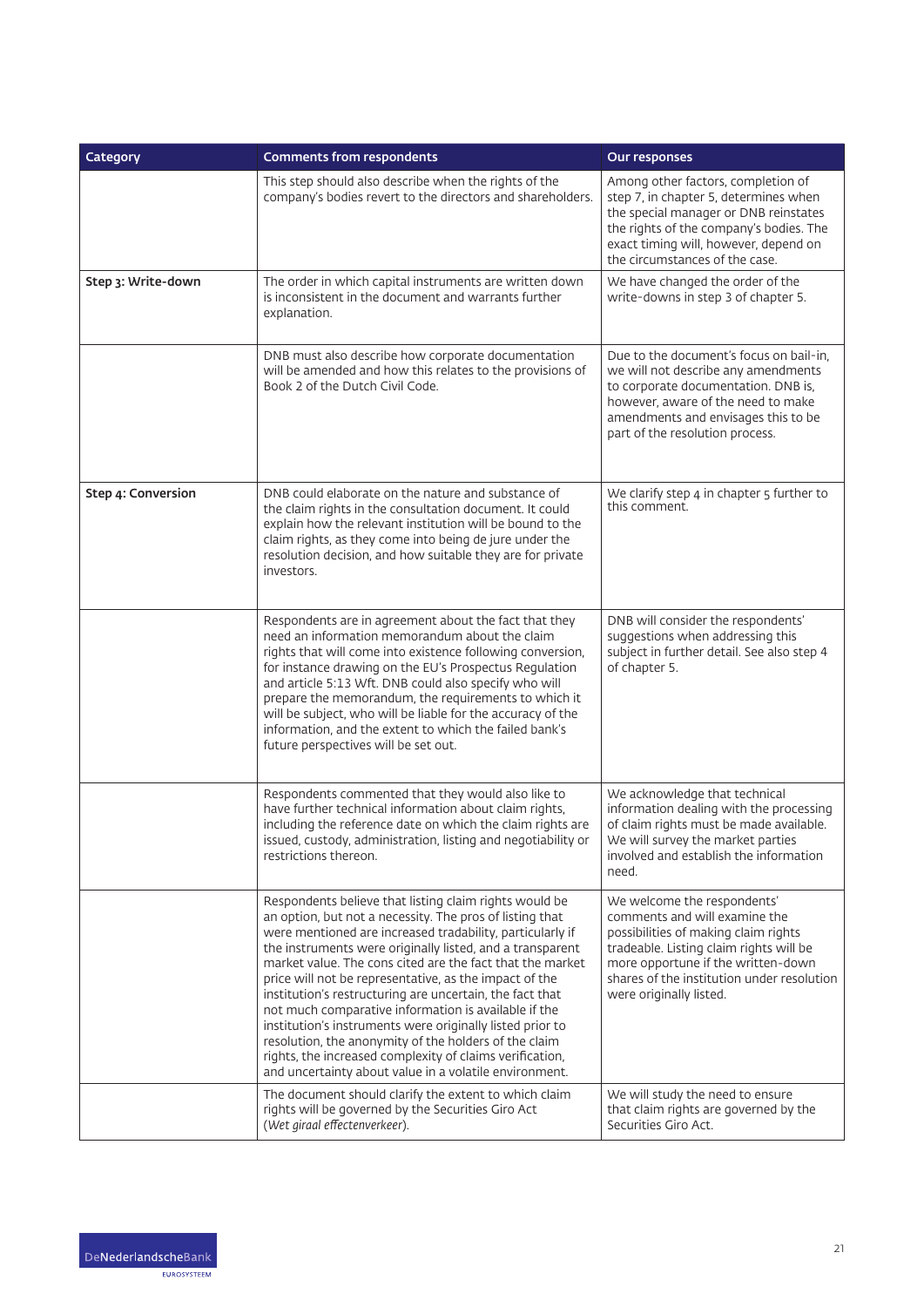| Category | Comments from respondents | Our responses |
| --- | --- | --- |
| | This step should also describe when the rights of the company's bodies revert to the directors and shareholders. | Among other factors, completion of step 7, in chapter 5, determines when the special manager or DNB reinstates the rights of the company's bodies. The exact timing will, however, depend on the circumstances of the case. |
| **Step 3: Write-down** | The order in which capital instruments are written down is inconsistent in the document and warrants further explanation. | We have changed the order of the write-downs in step 3 of chapter 5. |
| | DNB must also describe how corporate documentation will be amended and how this relates to the provisions of Book 2 of the Dutch Civil Code. | Due to the document's focus on bail-in, we will not describe any amendments to corporate documentation. DNB is, however, aware of the need to make amendments and envisages this to be part of the resolution process. |
| **Step 4: Conversion** | DNB could elaborate on the nature and substance of the claim rights in the consultation document. It could explain how the relevant institution will be bound to the claim rights, as they come into being de jure under the resolution decision, and how suitable they are for private investors. | We clarify step 4 in chapter 5 further to this comment. |
| | Respondents are in agreement about the fact that they need an information memorandum about the claim rights that will come into existence following conversion, for instance drawing on the EU's Prospectus Regulation and article 5:13 Wft. DNB could also specify who will prepare the memorandum, the requirements to which it will be subject, who will be liable for the accuracy of the information, and the extent to which the failed bank's future perspectives will be set out. | DNB will consider the respondents' suggestions when addressing this subject in further detail. See also step 4 of chapter 5. |
| | Respondents commented that they would also like to have further technical information about claim rights, including the reference date on which the claim rights are issued, custody, administration, listing and negotiability or restrictions thereon. | We acknowledge that technical information dealing with the processing of claim rights must be made available. We will survey the market parties involved and establish the information need. |
| | Respondents believe that listing claim rights would be an option, but not a necessity. The pros of listing that were mentioned are increased tradability, particularly if the instruments were originally listed, and a transparent market value. The cons cited are the fact that the market price will not be representative, as the impact of the institution's restructuring are uncertain, the fact that not much comparative information is available if the institution's instruments were originally listed prior to resolution, the anonymity of the holders of the claim rights, the increased complexity of claims verification, and uncertainty about value in a volatile environment. | We welcome the respondents' comments and will examine the possibilities of making claim rights tradeable. Listing claim rights will be more opportune if the written-down shares of the institution under resolution were originally listed. |
| | The document should clarify the extent to which claim rights will be governed by the Securities Giro Act (*Wet giraal effectenverkeer*). | We will study the need to ensure that claim rights are governed by the Securities Giro Act. |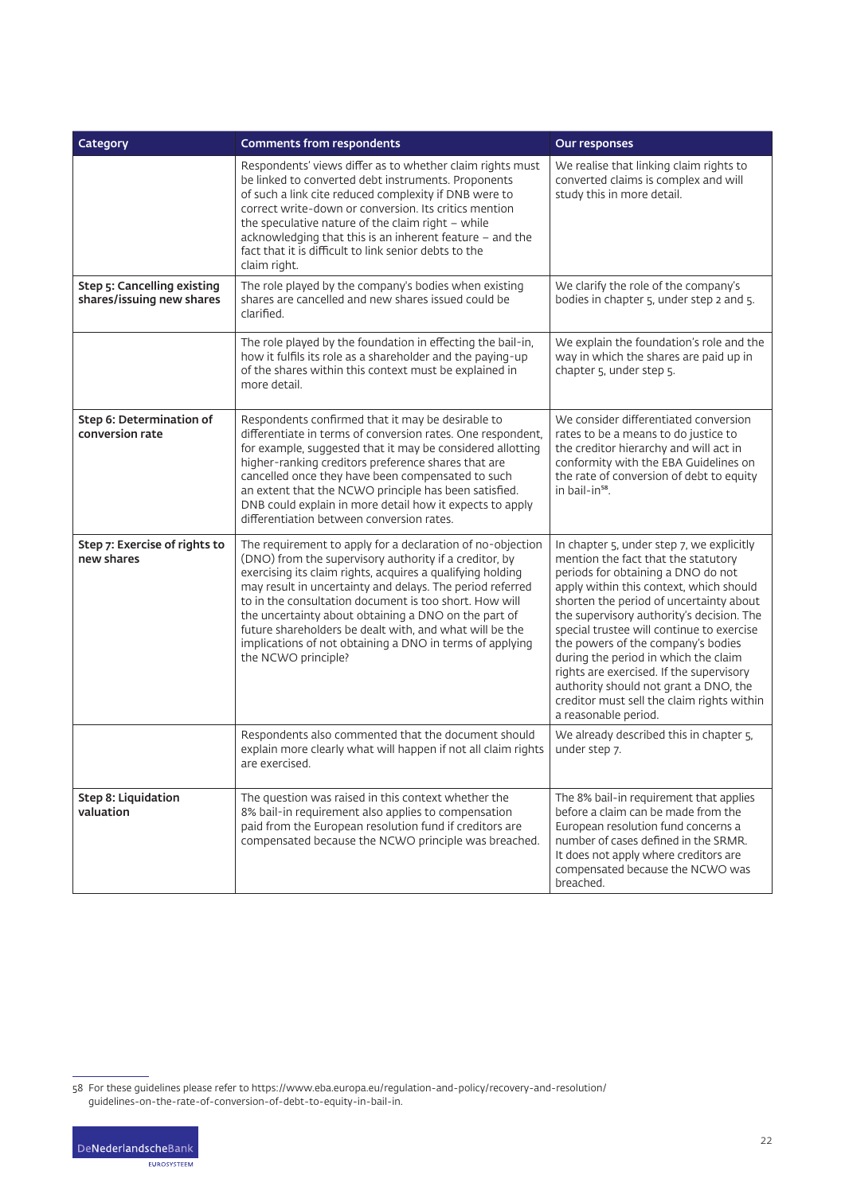| Category | Comments from respondents | Our responses |
| --- | --- | --- |
| | Respondents' views differ as to whether claim rights must be linked to converted debt instruments. Proponents of such a link cite reduced complexity if DNB were to correct write-down or conversion. Its critics mention the speculative nature of the claim right – while acknowledging that this is an inherent feature – and the fact that it is difficult to link senior debts to the claim right. | We realise that linking claim rights to converted claims is complex and will study this in more detail. |
| **Step 5: Cancelling existing shares/issuing new shares** | The role played by the company's bodies when existing shares are cancelled and new shares issued could be clarified. | We clarify the role of the company's bodies in chapter 5, under step 2 and 5. |
| | The role played by the foundation in effecting the bail-in, how it fulfils its role as a shareholder and the paying-up of the shares within this context must be explained in more detail. | We explain the foundation's role and the way in which the shares are paid up in chapter 5, under step 5. |
| **Step 6: Determination of conversion rate** | Respondents confirmed that it may be desirable to differentiate in terms of conversion rates. One respondent, for example, suggested that it may be considered allotting higher-ranking creditors preference shares that are cancelled once they have been compensated to such an extent that the NCWO principle has been satisfied. DNB could explain in more detail how it expects to apply differentiation between conversion rates. | We consider differentiated conversion rates to be a means to do justice to the creditor hierarchy and will act in conformity with the EBA Guidelines on the rate of conversion of debt to equity in bail-in[58]. |
| **Step 7: Exercise of rights to new shares** | The requirement to apply for a declaration of no-objection (DNO) from the supervisory authority if a creditor, by exercising its claim rights, acquires a qualifying holding may result in uncertainty and delays. The period referred to in the consultation document is too short. How will the uncertainty about obtaining a DNO on the part of future shareholders be dealt with, and what will be the implications of not obtaining a DNO in terms of applying the NCWO principle? | In chapter 5, under step 7, we explicitly mention the fact that the statutory periods for obtaining a DNO do not apply within this context, which should shorten the period of uncertainty about the supervisory authority's decision. The special trustee will continue to exercise the powers of the company's bodies during the period in which the claim rights are exercised. If the supervisory authority should not grant a DNO, the creditor must sell the claim rights within a reasonable period. |
| | Respondents also commented that the document should explain more clearly what will happen if not all claim rights are exercised. | We already described this in chapter 5, under step 7. |
| **Step 8: Liquidation valuation** | The question was raised in this context whether the 8% bail-in requirement also applies to compensation paid from the European resolution fund if creditors are compensated because the NCWO principle was breached. | The 8% bail-in requirement that applies before a claim can be made from the European resolution fund concerns a number of cases defined in the SRMR. It does not apply where creditors are compensated because the NCWO was breached. |

58 For these guidelines please refer to https://www.eba.europa.eu/regulation-and-policy/recovery-and-resolution/guidelines-on-the-rate-of-conversion-of-debt-to-equity-in-bail-in.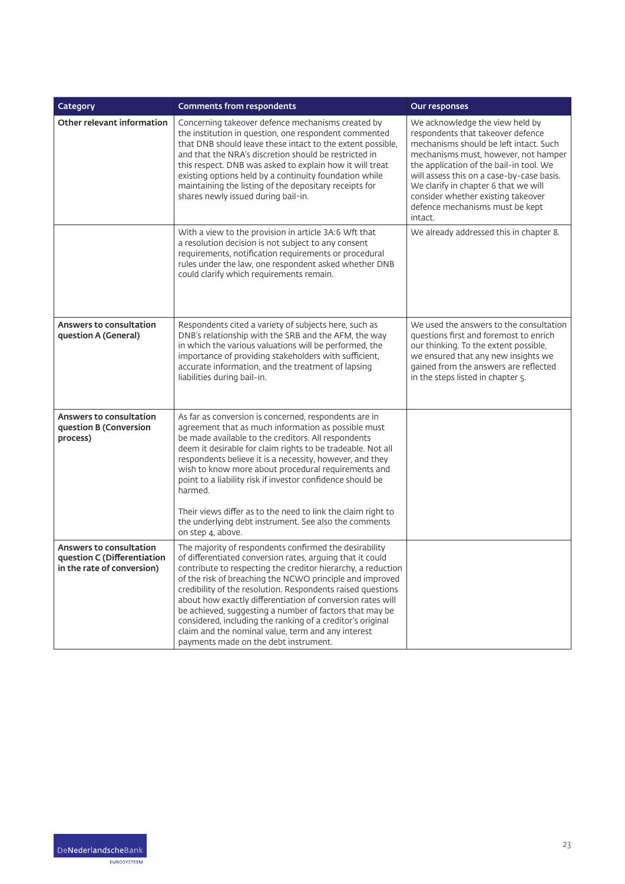| Category | Comments from respondents | Our responses |
|---|---|---|
| **Other relevant information** | Concerning takeover defence mechanisms created by the institution in question, one respondent commented that DNB should leave these intact to the extent possible, and that the NRA's discretion should be restricted in this respect. DNB was asked to explain how it will treat existing options held by a continuity foundation while maintaining the listing of the depositary receipts for shares newly issued during bail-in. | We acknowledge the view held by respondents that takeover defence mechanisms should be left intact. Such mechanisms must, however, not hamper the application of the bail-in tool. We will assess this on a case-by-case basis. We clarify in chapter 6 that we will consider whether existing takeover defence mechanisms must be kept intact. |
| | With a view to the provision in article 3A:6 Wft that a resolution decision is not subject to any consent requirements, notification requirements or procedural rules under the law, one respondent asked whether DNB could clarify which requirements remain. | We already addressed this in chapter 8. |
| **Answers to consultation question A (General)** | Respondents cited a variety of subjects here, such as DNB's relationship with the SRB and the AFM, the way in which the various valuations will be performed, the importance of providing stakeholders with sufficient, accurate information, and the treatment of lapsing liabilities during bail-in. | We used the answers to the consultation questions first and foremost to enrich our thinking. To the extent possible, we ensured that any new insights we gained from the answers are reflected in the steps listed in chapter 5. |
| **Answers to consultation question B (Conversion process)** | As far as conversion is concerned, respondents are in agreement that as much information as possible must be made available to the creditors. All respondents deem it desirable for claim rights to be tradeable. Not all respondents believe it is a necessity, however, and they wish to know more about procedural requirements and point to a liability risk if investor confidence should be harmed.<br><br>Their views differ as to the need to link the claim right to the underlying debt instrument. See also the comments on step 4, above. | |
| **Answers to consultation question C (Differentiation in the rate of conversion)** | The majority of respondents confirmed the desirability of differentiated conversion rates, arguing that it could contribute to respecting the creditor hierarchy, a reduction of the risk of breaching the NCWO principle and improved credibility of the resolution. Respondents raised questions about how exactly differentiation of conversion rates will be achieved, suggesting a number of factors that may be considered, including the ranking of a creditor's original claim and the nominal value, term and any interest payments made on the debt instrument. | |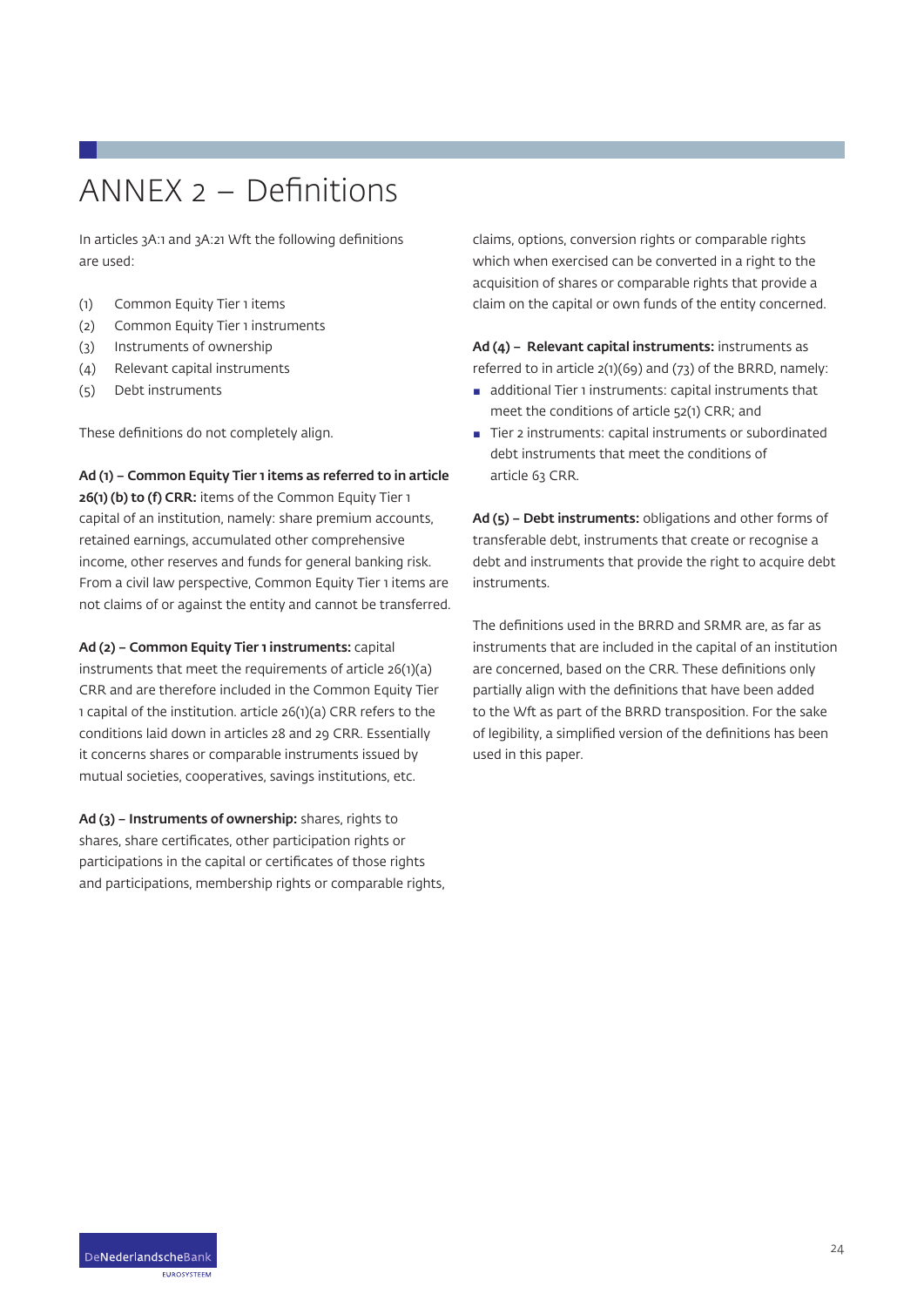# ANNEX 2 – Definitions

In articles 3A:1 and 3A:21 Wft the following definitions are used:

(1) Common Equity Tier 1 items
(2) Common Equity Tier 1 instruments
(3) Instruments of ownership
(4) Relevant capital instruments
(5) Debt instruments

These definitions do not completely align.

**Ad (1) – Common Equity Tier 1 items as referred to in article 26(1) (b) to (f) CRR:** items of the Common Equity Tier 1 capital of an institution, namely: share premium accounts, retained earnings, accumulated other comprehensive income, other reserves and funds for general banking risk. From a civil law perspective, Common Equity Tier 1 items are not claims of or against the entity and cannot be transferred.

**Ad (2) – Common Equity Tier 1 instruments:** capital instruments that meet the requirements of article 26(1)(a) CRR and are therefore included in the Common Equity Tier 1 capital of the institution. article 26(1)(a) CRR refers to the conditions laid down in articles 28 and 29 CRR. Essentially it concerns shares or comparable instruments issued by mutual societies, cooperatives, savings institutions, etc.

**Ad (3) – Instruments of ownership:** shares, rights to shares, share certificates, other participation rights or participations in the capital or certificates of those rights and participations, membership rights or comparable rights, claims, options, conversion rights or comparable rights which when exercised can be converted in a right to the acquisition of shares or comparable rights that provide a claim on the capital or own funds of the entity concerned.

**Ad (4) – Relevant capital instruments:** instruments as referred to in article 2(1)(69) and (73) of the BRRD, namely:

- additional Tier 1 instruments: capital instruments that meet the conditions of article 52(1) CRR; and
- Tier 2 instruments: capital instruments or subordinated debt instruments that meet the conditions of article 63 CRR.

**Ad (5) – Debt instruments:** obligations and other forms of transferable debt, instruments that create or recognise a debt and instruments that provide the right to acquire debt instruments.

The definitions used in the BRRD and SRMR are, as far as instruments that are included in the capital of an institution are concerned, based on the CRR. These definitions only partially align with the definitions that have been added to the Wft as part of the BRRD transposition. For the sake of legibility, a simplified version of the definitions has been used in this paper.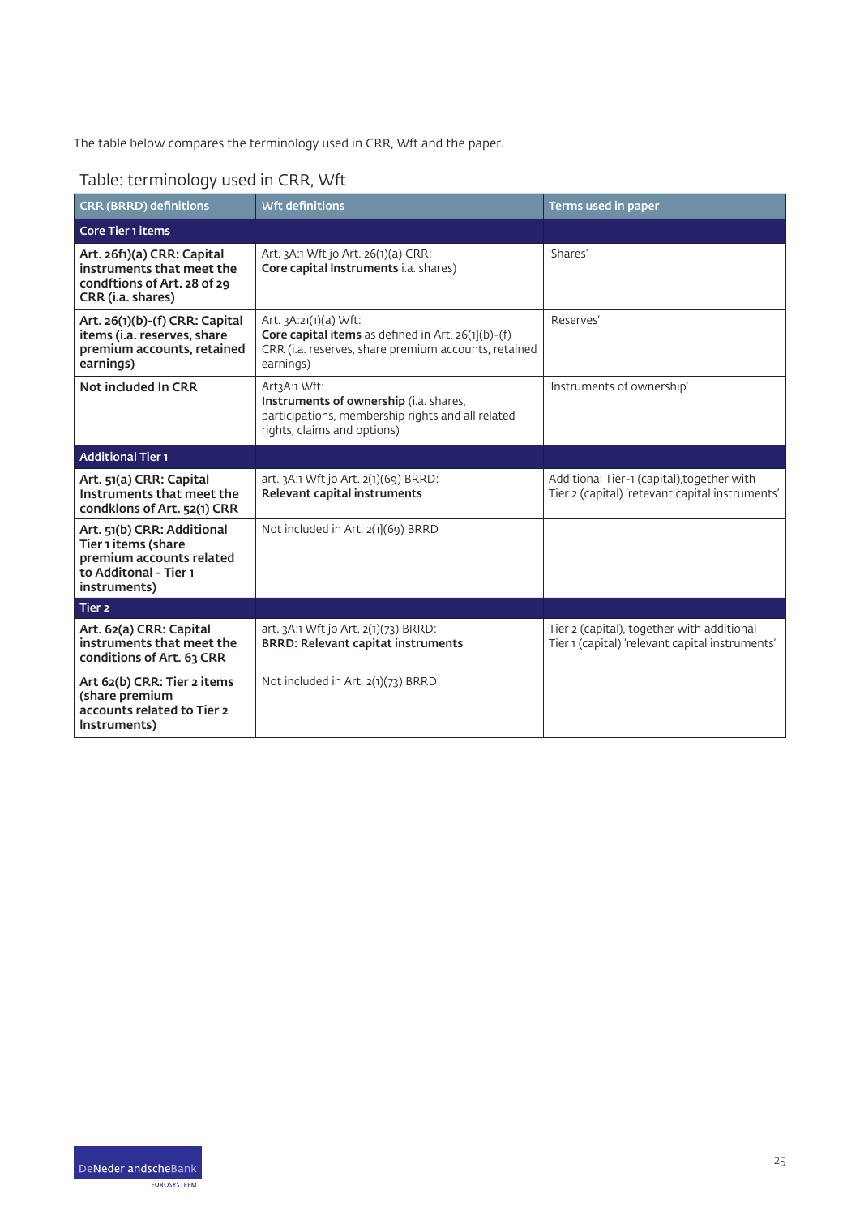The table below compares the terminology used in CRR, Wft and the paper.

Table: terminology used in CRR, Wft

| CRR (BRRD) definitions | Wft definitions | Terms used in paper |
|---|---|---|
| **Core Tier 1 items** | | |
| **Art. 26f1)(a) CRR: Capital instruments that meet the condftions of Art. 28 of 29 CRR (i.a. shares)** | Art. 3A:1 Wft jo Art. 26(1)(a) CRR: **Core capital Instruments** i.a. shares) | 'Shares' |
| **Art. 26(1)(b)-(f) CRR: Capital items (i.a. reserves, share premium accounts, retained earnings)** | Art. 3A:21(1)(a) Wft: **Core capital items** as defined in Art. 26[1](b)-(f) CRR (i.a. reserves, share premium accounts, retained earnings) | 'Reserves' |
| **Not included In CRR** | Art3A:1 Wft: **Instruments of ownership** (i.a. shares, participations, membership rights and all related rights, claims and options) | 'Instruments of ownership' |
| **Additional Tier 1** | | |
| **Art. 51(a) CRR: Capital Instruments that meet the condklons of Art. 52(1) CRR** | art. 3A:1 Wft jo Art. 2(1)(69) BRRD: **Relevant capital instruments** | Additional Tier-1 (capital),together with Tier 2 (capital) 'retevant capital instruments' |
| **Art. 51(b) CRR: Additional Tier 1 items (share premium accounts related to Additonal - Tier 1 instruments)** | Not included in Art. 2[1](69) BRRD | |
| **Tier 2** | | |
| **Art. 62(a) CRR: Capital instruments that meet the conditions of Art. 63 CRR** | art. 3A:1 Wft jo Art. 2(1)(73) BRRD: **BRRD: Relevant capitat instruments** | Tier 2 (capital), together with additional Tier 1 (capital) 'relevant capital instruments' |
| **Art 62(b) CRR: Tier 2 items (share premium accounts related to Tier 2 Instruments)** | Not included in Art. 2(1)(73) BRRD | |